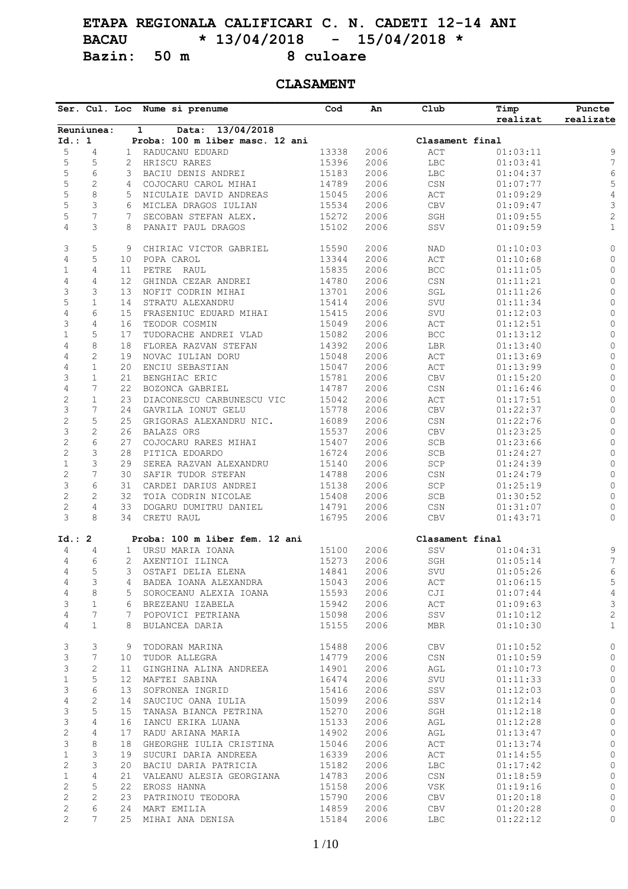# ETAPA REGIONALA CALIFICARI C. N. CADETI 12-14 ANI

## BACAU * 13/04/2018 - 15/04/2018 *

## Bazin: 50 m 8 culoare

### CLASAMENT

**Reuniunea: 1 Data: 13/04/2018**

**Id.: 1 Proba: 100 m liber masc. 12 ani — Clasament final**

| Ser. | Cul. | Loc | Nume si prenume | Cod | An | Club | Timp realizat | Puncte realizate |
|---|---|---|---|---|---|---|---|---|
| 5 | 4 | 1 | RADUCANU EDUARD | 13338 | 2006 | ACT | 01:03:11 | 9 |
| 5 | 5 | 2 | HRISCU RARES | 15396 | 2006 | LBC | 01:03:41 | 7 |
| 5 | 6 | 3 | BACIU DENIS ANDREI | 15183 | 2006 | LBC | 01:04:37 | 6 |
| 5 | 2 | 4 | COJOCARU CAROL MIHAI | 14789 | 2006 | CSN | 01:07:77 | 5 |
| 5 | 8 | 5 | NICULAIE DAVID ANDREAS | 15045 | 2006 | ACT | 01:09:29 | 4 |
| 5 | 3 | 6 | MICLEA DRAGOS IULIAN | 15534 | 2006 | CBV | 01:09:47 | 3 |
| 5 | 7 | 7 | SECOBAN STEFAN ALEX. | 15272 | 2006 | SGH | 01:09:55 | 2 |
| 4 | 3 | 8 | PANAIT PAUL DRAGOS | 15102 | 2006 | SSV | 01:09:59 | 1 |
| 3 | 5 | 9 | CHIRIAC VICTOR GABRIEL | 15590 | 2006 | NAD | 01:10:03 | 0 |
| 4 | 5 | 10 | POPA CAROL | 13344 | 2006 | ACT | 01:10:68 | 0 |
| 1 | 4 | 11 | PETRE RAUL | 15835 | 2006 | BCC | 01:11:05 | 0 |
| 4 | 4 | 12 | GHINDA CEZAR ANDREI | 14780 | 2006 | CSN | 01:11:21 | 0 |
| 3 | 3 | 13 | NOFIT CODRIN MIHAI | 13701 | 2006 | SGL | 01:11:26 | 0 |
| 5 | 1 | 14 | STRATU ALEXANDRU | 15414 | 2006 | SVU | 01:11:34 | 0 |
| 4 | 6 | 15 | FRASENIUC EDUARD MIHAI | 15415 | 2006 | SVU | 01:12:03 | 0 |
| 3 | 4 | 16 | TEODOR COSMIN | 15049 | 2006 | ACT | 01:12:51 | 0 |
| 1 | 5 | 17 | TUDORACHE ANDREI VLAD | 15082 | 2006 | BCC | 01:13:12 | 0 |
| 4 | 8 | 18 | FLOREA RAZVAN STEFAN | 14392 | 2006 | LBR | 01:13:40 | 0 |
| 4 | 2 | 19 | NOVAC IULIAN DORU | 15048 | 2006 | ACT | 01:13:69 | 0 |
| 4 | 1 | 20 | ENCIU SEBASTIAN | 15047 | 2006 | ACT | 01:13:99 | 0 |
| 3 | 1 | 21 | BENGHIAC ERIC | 15781 | 2006 | CBV | 01:15:20 | 0 |
| 4 | 7 | 22 | BOZONCA GABRIEL | 14787 | 2006 | CSN | 01:16:46 | 0 |
| 2 | 1 | 23 | DIACONESCU CARBUNESCU VIC | 15042 | 2006 | ACT | 01:17:51 | 0 |
| 3 | 7 | 24 | GAVRILA IONUT GELU | 15778 | 2006 | CBV | 01:22:37 | 0 |
| 2 | 5 | 25 | GRIGORAS ALEXANDRU NIC. | 16089 | 2006 | CSN | 01:22:76 | 0 |
| 3 | 2 | 26 | BALAZS ORS | 15537 | 2006 | CBV | 01:23:25 | 0 |
| 2 | 6 | 27 | COJOCARU RARES MIHAI | 15407 | 2006 | SCB | 01:23:66 | 0 |
| 2 | 3 | 28 | PITICA EDOARDO | 16724 | 2006 | SCB | 01:24:27 | 0 |
| 1 | 3 | 29 | SEREA RAZVAN ALEXANDRU | 15140 | 2006 | SCP | 01:24:39 | 0 |
| 2 | 7 | 30 | SAFIR TUDOR STEFAN | 14788 | 2006 | CSN | 01:24:79 | 0 |
| 3 | 6 | 31 | CARDEI DARIUS ANDREI | 15138 | 2006 | SCP | 01:25:19 | 0 |
| 2 | 2 | 32 | TOIA CODRIN NICOLAE | 15408 | 2006 | SCB | 01:30:52 | 0 |
| 2 | 4 | 33 | DOGARU DUMITRU DANIEL | 14791 | 2006 | CSN | 01:31:07 | 0 |
| 3 | 8 | 34 | CRETU RAUL | 16795 | 2006 | CBV | 01:43:71 | 0 |

**Id.: 2 Proba: 100 m liber fem. 12 ani — Clasament final**

| Ser. | Cul. | Loc | Nume si prenume | Cod | An | Club | Timp realizat | Puncte realizate |
|---|---|---|---|---|---|---|---|---|
| 4 | 4 | 1 | URSU MARIA IOANA | 15100 | 2006 | SSV | 01:04:31 | 9 |
| 4 | 6 | 2 | AXENTIOI ILINCA | 15273 | 2006 | SGH | 01:05:14 | 7 |
| 4 | 5 | 3 | OSTAFI DELIA ELENA | 14841 | 2006 | SVU | 01:05:26 | 6 |
| 4 | 3 | 4 | BADEA IOANA ALEXANDRA | 15043 | 2006 | ACT | 01:06:15 | 5 |
| 4 | 8 | 5 | SOROCEANU ALEXIA IOANA | 15593 | 2006 | CJI | 01:07:44 | 4 |
| 3 | 1 | 6 | BREZEANU IZABELA | 15942 | 2006 | ACT | 01:09:63 | 3 |
| 4 | 7 | 7 | POPOVICI PETRIANA | 15098 | 2006 | SSV | 01:10:12 | 2 |
| 4 | 1 | 8 | BULANCEA DARIA | 15155 | 2006 | MBR | 01:10:30 | 1 |
| 3 | 3 | 9 | TODORAN MARINA | 15488 | 2006 | CBV | 01:10:52 | 0 |
| 3 | 7 | 10 | TUDOR ALLEGRA | 14779 | 2006 | CSN | 01:10:59 | 0 |
| 3 | 2 | 11 | GINGHINA ALINA ANDREEA | 14901 | 2006 | AGL | 01:10:73 | 0 |
| 1 | 5 | 12 | MAFTEI SABINA | 16474 | 2006 | SVU | 01:11:33 | 0 |
| 3 | 6 | 13 | SOFRONEA INGRID | 15416 | 2006 | SSV | 01:12:03 | 0 |
| 4 | 2 | 14 | SAUCIUC OANA IULIA | 15099 | 2006 | SSV | 01:12:14 | 0 |
| 3 | 5 | 15 | TANASA BIANCA PETRINA | 15270 | 2006 | SGH | 01:12:18 | 0 |
| 3 | 4 | 16 | IANCU ERIKA LUANA | 15133 | 2006 | AGL | 01:12:28 | 0 |
| 2 | 4 | 17 | RADU ARIANA MARIA | 14902 | 2006 | AGL | 01:13:47 | 0 |
| 3 | 8 | 18 | GHEORGHE IULIA CRISTINA | 15046 | 2006 | ACT | 01:13:74 | 0 |
| 1 | 3 | 19 | SUCURI DARIA ANDREEA | 16339 | 2006 | ACT | 01:14:55 | 0 |
| 2 | 3 | 20 | BACIU DARIA PATRICIA | 15182 | 2006 | LBC | 01:17:42 | 0 |
| 1 | 4 | 21 | VALEANU ALESIA GEORGIANA | 14783 | 2006 | CSN | 01:18:59 | 0 |
| 2 | 5 | 22 | EROSS HANNA | 15158 | 2006 | VSK | 01:19:16 | 0 |
| 2 | 2 | 23 | PATRINOIU TEODORA | 15790 | 2006 | CBV | 01:20:18 | 0 |
| 2 | 6 | 24 | MART EMILIA | 14859 | 2006 | CBV | 01:20:28 | 0 |
| 2 | 7 | 25 | MIHAI ANA DENISA | 15184 | 2006 | LBC | 01:22:12 | 0 |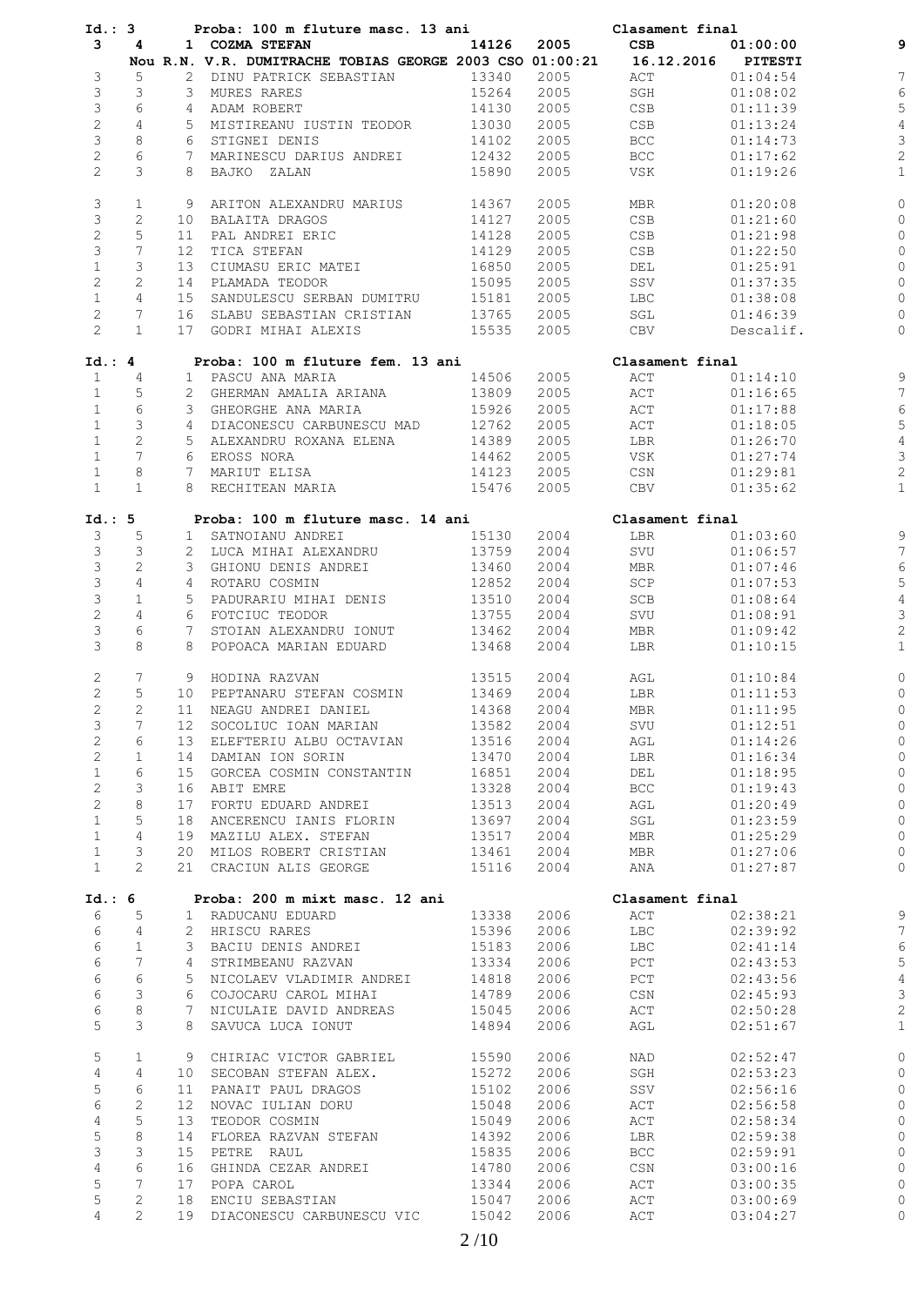**Id.: 3** Proba: 100 m fluture masc. 13 ani — Clasament final

| Serie | Culoar | Loc | Nume | Legit. | An | Club | Timp | Pct. |
|---|---|---|---|---|---|---|---|---|
| **3** | **4** | **1** | **COZMA STEFAN** | **14126** | **2005** | **CSB** | **01:00:00** | **9** |
| | | | **Nou R.N. V.R. DUMITRACHE TOBIAS GEORGE 2003 CSO 01:00:21 16.12.2016 PITESTI** | | | | | |
| 3 | 5 | 2 | DINU PATRICK SEBASTIAN | 13340 | 2005 | ACT | 01:04:54 | 7 |
| 3 | 3 | 3 | MURES RARES | 15264 | 2005 | SGH | 01:08:02 | 6 |
| 3 | 6 | 4 | ADAM ROBERT | 14130 | 2005 | CSB | 01:11:39 | 5 |
| 2 | 4 | 5 | MISTIREANU IUSTIN TEODOR | 13030 | 2005 | CSB | 01:13:24 | 4 |
| 3 | 8 | 6 | STIGNEI DENIS | 14102 | 2005 | BCC | 01:14:73 | 3 |
| 2 | 6 | 7 | MARINESCU DARIUS ANDREI | 12432 | 2005 | BCC | 01:17:62 | 2 |
| 2 | 3 | 8 | BAJKO ZALAN | 15890 | 2005 | VSK | 01:19:26 | 1 |
| 3 | 1 | 9 | ARITON ALEXANDRU MARIUS | 14367 | 2005 | MBR | 01:20:08 | 0 |
| 3 | 2 | 10 | BALAITA DRAGOS | 14127 | 2005 | CSB | 01:21:60 | 0 |
| 2 | 5 | 11 | PAL ANDREI ERIC | 14128 | 2005 | CSB | 01:21:98 | 0 |
| 3 | 7 | 12 | TICA STEFAN | 14129 | 2005 | CSB | 01:22:50 | 0 |
| 1 | 3 | 13 | CIUMASU ERIC MATEI | 16850 | 2005 | DEL | 01:25:91 | 0 |
| 2 | 2 | 14 | PLAMADA TEODOR | 15095 | 2005 | SSV | 01:37:35 | 0 |
| 1 | 4 | 15 | SANDULESCU SERBAN DUMITRU | 15181 | 2005 | LBC | 01:38:08 | 0 |
| 2 | 7 | 16 | SLABU SEBASTIAN CRISTIAN | 13765 | 2005 | SGL | 01:46:39 | 0 |
| 2 | 1 | 17 | GODRI MIHAI ALEXIS | 15535 | 2005 | CBV | Descalif. | 0 |

**Id.: 4** Proba: 100 m fluture fem. 13 ani — Clasament final

| Serie | Culoar | Loc | Nume | Legit. | An | Club | Timp | Pct. |
|---|---|---|---|---|---|---|---|---|
| 1 | 4 | 1 | PASCU ANA MARIA | 14506 | 2005 | ACT | 01:14:10 | 9 |
| 1 | 5 | 2 | GHERMAN AMALIA ARIANA | 13809 | 2005 | ACT | 01:16:65 | 7 |
| 1 | 6 | 3 | GHEORGHE ANA MARIA | 15926 | 2005 | ACT | 01:17:88 | 6 |
| 1 | 3 | 4 | DIACONESCU CARBUNESCU MAD | 12762 | 2005 | ACT | 01:18:05 | 5 |
| 1 | 2 | 5 | ALEXANDRU ROXANA ELENA | 14389 | 2005 | LBR | 01:26:70 | 4 |
| 1 | 7 | 6 | EROSS NORA | 14462 | 2005 | VSK | 01:27:74 | 3 |
| 1 | 8 | 7 | MARIUT ELISA | 14123 | 2005 | CSN | 01:29:81 | 2 |
| 1 | 1 | 8 | RECHITEAN MARIA | 15476 | 2005 | CBV | 01:35:62 | 1 |

**Id.: 5** Proba: 100 m fluture masc. 14 ani — Clasament final

| Serie | Culoar | Loc | Nume | Legit. | An | Club | Timp | Pct. |
|---|---|---|---|---|---|---|---|---|
| 3 | 5 | 1 | SATNOIANU ANDREI | 15130 | 2004 | LBR | 01:03:60 | 9 |
| 3 | 3 | 2 | LUCA MIHAI ALEXANDRU | 13759 | 2004 | SVU | 01:06:57 | 7 |
| 3 | 2 | 3 | GHIONU DENIS ANDREI | 13460 | 2004 | MBR | 01:07:46 | 6 |
| 3 | 4 | 4 | ROTARU COSMIN | 12852 | 2004 | SCP | 01:07:53 | 5 |
| 3 | 1 | 5 | PADURARIU MIHAI DENIS | 13510 | 2004 | SCB | 01:08:64 | 4 |
| 2 | 4 | 6 | FOTCIUC TEODOR | 13755 | 2004 | SVU | 01:08:91 | 3 |
| 3 | 6 | 7 | STOIAN ALEXANDRU IONUT | 13462 | 2004 | MBR | 01:09:42 | 2 |
| 3 | 8 | 8 | POPOACA MARIAN EDUARD | 13468 | 2004 | LBR | 01:10:15 | 1 |
| 2 | 7 | 9 | HODINA RAZVAN | 13515 | 2004 | AGL | 01:10:84 | 0 |
| 2 | 5 | 10 | PEPTANARU STEFAN COSMIN | 13469 | 2004 | LBR | 01:11:53 | 0 |
| 2 | 2 | 11 | NEAGU ANDREI DANIEL | 14368 | 2004 | MBR | 01:11:95 | 0 |
| 3 | 7 | 12 | SOCOLIUC IOAN MARIAN | 13582 | 2004 | SVU | 01:12:51 | 0 |
| 2 | 6 | 13 | ELEFTERIU ALBU OCTAVIAN | 13516 | 2004 | AGL | 01:14:26 | 0 |
| 2 | 1 | 14 | DAMIAN ION SORIN | 13470 | 2004 | LBR | 01:16:34 | 0 |
| 1 | 6 | 15 | GORCEA COSMIN CONSTANTIN | 16851 | 2004 | DEL | 01:18:95 | 0 |
| 2 | 3 | 16 | ABIT EMRE | 13328 | 2004 | BCC | 01:19:43 | 0 |
| 2 | 8 | 17 | FORTU EDUARD ANDREI | 13513 | 2004 | AGL | 01:20:49 | 0 |
| 1 | 5 | 18 | ANCERENCU IANIS FLORIN | 13697 | 2004 | SGL | 01:23:59 | 0 |
| 1 | 4 | 19 | MAZILU ALEX. STEFAN | 13517 | 2004 | MBR | 01:25:29 | 0 |
| 1 | 3 | 20 | MILOS ROBERT CRISTIAN | 13461 | 2004 | MBR | 01:27:06 | 0 |
| 1 | 2 | 21 | CRACIUN ALIS GEORGE | 15116 | 2004 | ANA | 01:27:87 | 0 |

**Id.: 6** Proba: 200 m mixt masc. 12 ani — Clasament final

| Serie | Culoar | Loc | Nume | Legit. | An | Club | Timp | Pct. |
|---|---|---|---|---|---|---|---|---|
| 6 | 5 | 1 | RADUCANU EDUARD | 13338 | 2006 | ACT | 02:38:21 | 9 |
| 6 | 4 | 2 | HRISCU RARES | 15396 | 2006 | LBC | 02:39:92 | 7 |
| 6 | 1 | 3 | BACIU DENIS ANDREI | 15183 | 2006 | LBC | 02:41:14 | 6 |
| 6 | 7 | 4 | STRIMBEANU RAZVAN | 13334 | 2006 | PCT | 02:43:53 | 5 |
| 6 | 6 | 5 | NICOLAEV VLADIMIR ANDREI | 14818 | 2006 | PCT | 02:43:56 | 4 |
| 6 | 3 | 6 | COJOCARU CAROL MIHAI | 14789 | 2006 | CSN | 02:45:93 | 3 |
| 6 | 8 | 7 | NICULAIE DAVID ANDREAS | 15045 | 2006 | ACT | 02:50:28 | 2 |
| 5 | 3 | 8 | SAVUCA LUCA IONUT | 14894 | 2006 | AGL | 02:51:67 | 1 |
| 5 | 1 | 9 | CHIRIAC VICTOR GABRIEL | 15590 | 2006 | NAD | 02:52:47 | 0 |
| 4 | 4 | 10 | SECOBAN STEFAN ALEX. | 15272 | 2006 | SGH | 02:53:23 | 0 |
| 5 | 6 | 11 | PANAIT PAUL DRAGOS | 15102 | 2006 | SSV | 02:56:16 | 0 |
| 6 | 2 | 12 | NOVAC IULIAN DORU | 15048 | 2006 | ACT | 02:56:58 | 0 |
| 4 | 5 | 13 | TEODOR COSMIN | 15049 | 2006 | ACT | 02:58:34 | 0 |
| 5 | 8 | 14 | FLOREA RAZVAN STEFAN | 14392 | 2006 | LBR | 02:59:38 | 0 |
| 3 | 3 | 15 | PETRE RAUL | 15835 | 2006 | BCC | 02:59:91 | 0 |
| 4 | 6 | 16 | GHINDA CEZAR ANDREI | 14780 | 2006 | CSN | 03:00:16 | 0 |
| 5 | 7 | 17 | POPA CAROL | 13344 | 2006 | ACT | 03:00:35 | 0 |
| 5 | 2 | 18 | ENCIU SEBASTIAN | 15047 | 2006 | ACT | 03:00:69 | 0 |
| 4 | 2 | 19 | DIACONESCU CARBUNESCU VIC | 15042 | 2006 | ACT | 03:04:27 | 0 |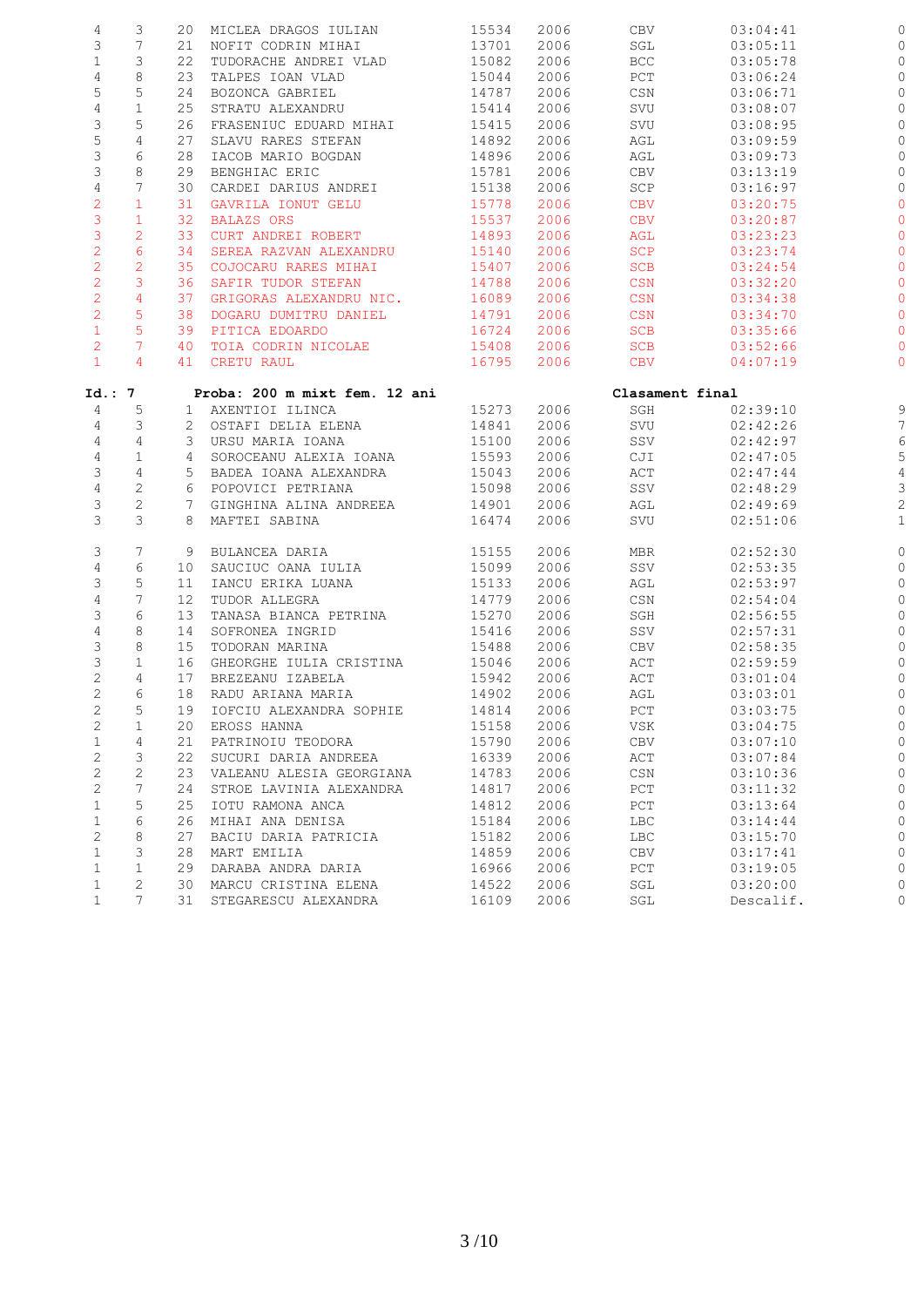| | | | | | | | | |
|---|---|---|---|---|---|---|---|---|
| 4 | 3 | 20 | MICLEA DRAGOS IULIAN | 15534 | 2006 | CBV | 03:04:41 | 0 |
| 3 | 7 | 21 | NOFIT CODRIN MIHAI | 13701 | 2006 | SGL | 03:05:11 | 0 |
| 1 | 3 | 22 | TUDORACHE ANDREI VLAD | 15082 | 2006 | BCC | 03:05:78 | 0 |
| 4 | 8 | 23 | TALPES IOAN VLAD | 15044 | 2006 | PCT | 03:06:24 | 0 |
| 5 | 5 | 24 | BOZONCA GABRIEL | 14787 | 2006 | CSN | 03:06:71 | 0 |
| 4 | 1 | 25 | STRATU ALEXANDRU | 15414 | 2006 | SVU | 03:08:07 | 0 |
| 3 | 5 | 26 | FRASENIUC EDUARD MIHAI | 15415 | 2006 | SVU | 03:08:95 | 0 |
| 5 | 4 | 27 | SLAVU RARES STEFAN | 14892 | 2006 | AGL | 03:09:59 | 0 |
| 3 | 6 | 28 | IACOB MARIO BOGDAN | 14896 | 2006 | AGL | 03:09:73 | 0 |
| 3 | 8 | 29 | BENGHIAC ERIC | 15781 | 2006 | CBV | 03:13:19 | 0 |
| 4 | 7 | 30 | CARDEI DARIUS ANDREI | 15138 | 2006 | SCP | 03:16:97 | 0 |
| 2 | 1 | 31 | GAVRILA IONUT GELU | 15778 | 2006 | CBV | 03:20:75 | 0 |
| 3 | 1 | 32 | BALAZS ORS | 15537 | 2006 | CBV | 03:20:87 | 0 |
| 3 | 2 | 33 | CURT ANDREI ROBERT | 14893 | 2006 | AGL | 03:23:23 | 0 |
| 2 | 6 | 34 | SEREA RAZVAN ALEXANDRU | 15140 | 2006 | SCP | 03:23:74 | 0 |
| 2 | 2 | 35 | COJOCARU RARES MIHAI | 15407 | 2006 | SCB | 03:24:54 | 0 |
| 2 | 3 | 36 | SAFIR TUDOR STEFAN | 14788 | 2006 | CSN | 03:32:20 | 0 |
| 2 | 4 | 37 | GRIGORAS ALEXANDRU NIC. | 16089 | 2006 | CSN | 03:34:38 | 0 |
| 2 | 5 | 38 | DOGARU DUMITRU DANIEL | 14791 | 2006 | CSN | 03:34:70 | 0 |
| 1 | 5 | 39 | PITICA EDOARDO | 16724 | 2006 | SCB | 03:35:66 | 0 |
| 2 | 7 | 40 | TOIA CODRIN NICOLAE | 15408 | 2006 | SCB | 03:52:66 | 0 |
| 1 | 4 | 41 | CRETU RAUL | 16795 | 2006 | CBV | 04:07:19 | 0 |

**Id.: 7 Proba: 200 m mixt fem. 12 ani Clasament final**

| | | | | | | | | |
|---|---|---|---|---|---|---|---|---|
| 4 | 5 | 1 | AXENTIOI ILINCA | 15273 | 2006 | SGH | 02:39:10 | 9 |
| 4 | 3 | 2 | OSTAFI DELIA ELENA | 14841 | 2006 | SVU | 02:42:26 | 7 |
| 4 | 4 | 3 | URSU MARIA IOANA | 15100 | 2006 | SSV | 02:42:97 | 6 |
| 4 | 1 | 4 | SOROCEANU ALEXIA IOANA | 15593 | 2006 | CJI | 02:47:05 | 5 |
| 3 | 4 | 5 | BADEA IOANA ALEXANDRA | 15043 | 2006 | ACT | 02:47:44 | 4 |
| 4 | 2 | 6 | POPOVICI PETRIANA | 15098 | 2006 | SSV | 02:48:29 | 3 |
| 3 | 2 | 7 | GINGHINA ALINA ANDREEA | 14901 | 2006 | AGL | 02:49:69 | 2 |
| 3 | 3 | 8 | MAFTEI SABINA | 16474 | 2006 | SVU | 02:51:06 | 1 |
| 3 | 7 | 9 | BULANCEA DARIA | 15155 | 2006 | MBR | 02:52:30 | 0 |
| 4 | 6 | 10 | SAUCIUC OANA IULIA | 15099 | 2006 | SSV | 02:53:35 | 0 |
| 3 | 5 | 11 | IANCU ERIKA LUANA | 15133 | 2006 | AGL | 02:53:97 | 0 |
| 4 | 7 | 12 | TUDOR ALLEGRA | 14779 | 2006 | CSN | 02:54:04 | 0 |
| 3 | 6 | 13 | TANASA BIANCA PETRINA | 15270 | 2006 | SGH | 02:56:55 | 0 |
| 4 | 8 | 14 | SOFRONEA INGRID | 15416 | 2006 | SSV | 02:57:31 | 0 |
| 3 | 8 | 15 | TODORAN MARINA | 15488 | 2006 | CBV | 02:58:35 | 0 |
| 3 | 1 | 16 | GHEORGHE IULIA CRISTINA | 15046 | 2006 | ACT | 02:59:59 | 0 |
| 2 | 4 | 17 | BREZEANU IZABELA | 15942 | 2006 | ACT | 03:01:04 | 0 |
| 2 | 6 | 18 | RADU ARIANA MARIA | 14902 | 2006 | AGL | 03:03:01 | 0 |
| 2 | 5 | 19 | IOFCIU ALEXANDRA SOPHIE | 14814 | 2006 | PCT | 03:03:75 | 0 |
| 2 | 1 | 20 | EROSS HANNA | 15158 | 2006 | VSK | 03:04:75 | 0 |
| 1 | 4 | 21 | PATRINOIU TEODORA | 15790 | 2006 | CBV | 03:07:10 | 0 |
| 2 | 3 | 22 | SUCURI DARIA ANDREEA | 16339 | 2006 | ACT | 03:07:84 | 0 |
| 2 | 2 | 23 | VALEANU ALESIA GEORGIANA | 14783 | 2006 | CSN | 03:10:36 | 0 |
| 2 | 7 | 24 | STROE LAVINIA ALEXANDRA | 14817 | 2006 | PCT | 03:11:32 | 0 |
| 1 | 5 | 25 | IOTU RAMONA ANCA | 14812 | 2006 | PCT | 03:13:64 | 0 |
| 1 | 6 | 26 | MIHAI ANA DENISA | 15184 | 2006 | LBC | 03:14:44 | 0 |
| 2 | 8 | 27 | BACIU DARIA PATRICIA | 15182 | 2006 | LBC | 03:15:70 | 0 |
| 1 | 3 | 28 | MART EMILIA | 14859 | 2006 | CBV | 03:17:41 | 0 |
| 1 | 1 | 29 | DARABA ANDRA DARIA | 16966 | 2006 | PCT | 03:19:05 | 0 |
| 1 | 2 | 30 | MARCU CRISTINA ELENA | 14522 | 2006 | SGL | 03:20:00 | 0 |
| 1 | 7 | 31 | STEGARESCU ALEXANDRA | 16109 | 2006 | SGL | Descalif. | 0 |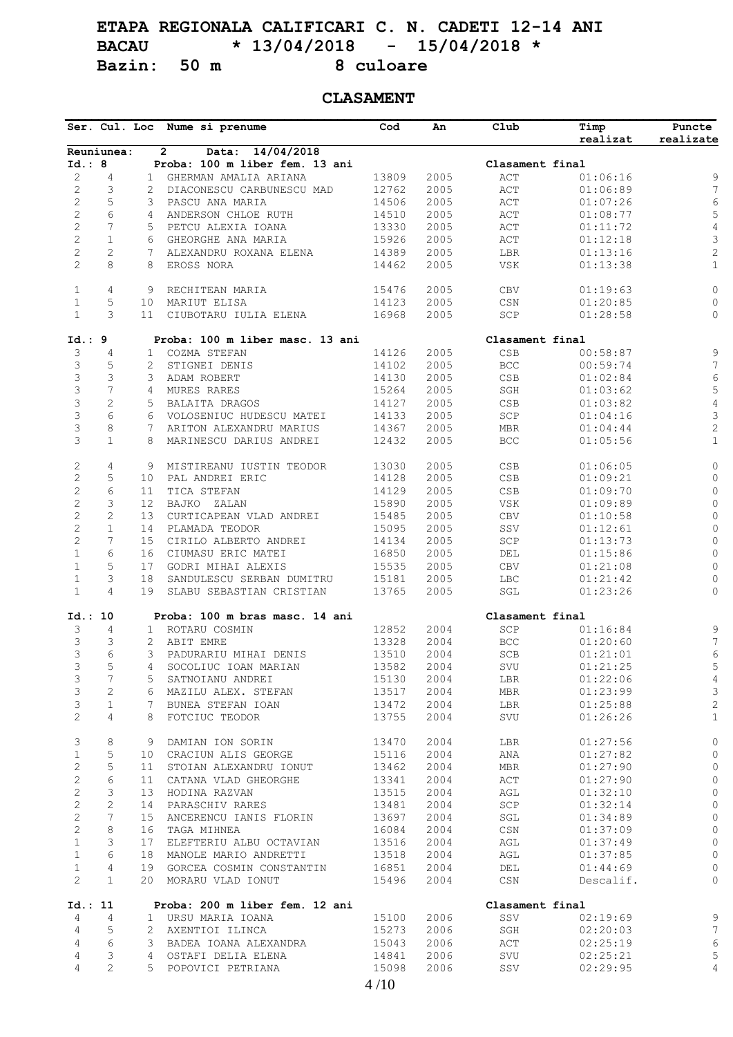# ETAPA REGIONALA CALIFICARI C. N. CADETI 12-14 ANI

**BACAU * 13/04/2018 - 15/04/2018 ***

**Bazin: 50 m 8 culoare**

## CLASAMENT

| Ser. | Cul. | Loc | Nume si prenume | Cod | An | Club | Timp realizat | Puncte realizate |
|---|---|---|---|---|---|---|---|---|
| **Reuniunea:** | | **2** | **Data: 14/04/2018** | | | | | |
| **Id.: 8** | | | **Proba: 100 m liber fem. 13 ani** | | | **Clasament final** | | |
| 2 | 4 | 1 | GHERMAN AMALIA ARIANA | 13809 | 2005 | ACT | 01:06:16 | 9 |
| 2 | 3 | 2 | DIACONESCU CARBUNESCU MAD | 12762 | 2005 | ACT | 01:06:89 | 7 |
| 2 | 5 | 3 | PASCU ANA MARIA | 14506 | 2005 | ACT | 01:07:26 | 6 |
| 2 | 6 | 4 | ANDERSON CHLOE RUTH | 14510 | 2005 | ACT | 01:08:77 | 5 |
| 2 | 7 | 5 | PETCU ALEXIA IOANA | 13330 | 2005 | ACT | 01:11:72 | 4 |
| 2 | 1 | 6 | GHEORGHE ANA MARIA | 15926 | 2005 | ACT | 01:12:18 | 3 |
| 2 | 2 | 7 | ALEXANDRU ROXANA ELENA | 14389 | 2005 | LBR | 01:13:16 | 2 |
| 2 | 8 | 8 | EROSS NORA | 14462 | 2005 | VSK | 01:13:38 | 1 |
| 1 | 4 | 9 | RECHITEAN MARIA | 15476 | 2005 | CBV | 01:19:63 | 0 |
| 1 | 5 | 10 | MARIUT ELISA | 14123 | 2005 | CSN | 01:20:85 | 0 |
| 1 | 3 | 11 | CIUBOTARU IULIA ELENA | 16968 | 2005 | SCP | 01:28:58 | 0 |
| **Id.: 9** | | | **Proba: 100 m liber masc. 13 ani** | | | **Clasament final** | | |
| 3 | 4 | 1 | COZMA STEFAN | 14126 | 2005 | CSB | 00:58:87 | 9 |
| 3 | 5 | 2 | STIGNEI DENIS | 14102 | 2005 | BCC | 00:59:74 | 7 |
| 3 | 3 | 3 | ADAM ROBERT | 14130 | 2005 | CSB | 01:02:84 | 6 |
| 3 | 7 | 4 | MURES RARES | 15264 | 2005 | SGH | 01:03:62 | 5 |
| 3 | 2 | 5 | BALAITA DRAGOS | 14127 | 2005 | CSB | 01:03:82 | 4 |
| 3 | 6 | 6 | VOLOSENIUC HUDESCU MATEI | 14133 | 2005 | SCP | 01:04:16 | 3 |
| 3 | 8 | 7 | ARITON ALEXANDRU MARIUS | 14367 | 2005 | MBR | 01:04:44 | 2 |
| 3 | 1 | 8 | MARINESCU DARIUS ANDREI | 12432 | 2005 | BCC | 01:05:56 | 1 |
| 2 | 4 | 9 | MISTIREANU IUSTIN TEODOR | 13030 | 2005 | CSB | 01:06:05 | 0 |
| 2 | 5 | 10 | PAL ANDREI ERIC | 14128 | 2005 | CSB | 01:09:21 | 0 |
| 2 | 6 | 11 | TICA STEFAN | 14129 | 2005 | CSB | 01:09:70 | 0 |
| 2 | 3 | 12 | BAJKO ZALAN | 15890 | 2005 | VSK | 01:09:89 | 0 |
| 2 | 2 | 13 | CURTICAPEAN VLAD ANDREI | 15485 | 2005 | CBV | 01:10:58 | 0 |
| 2 | 1 | 14 | PLAMADA TEODOR | 15095 | 2005 | SSV | 01:12:61 | 0 |
| 2 | 7 | 15 | CIRILO ALBERTO ANDREI | 14134 | 2005 | SCP | 01:13:73 | 0 |
| 1 | 6 | 16 | CIUMASU ERIC MATEI | 16850 | 2005 | DEL | 01:15:86 | 0 |
| 1 | 5 | 17 | GODRI MIHAI ALEXIS | 15535 | 2005 | CBV | 01:21:08 | 0 |
| 1 | 3 | 18 | SANDULESCU SERBAN DUMITRU | 15181 | 2005 | LBC | 01:21:42 | 0 |
| 1 | 4 | 19 | SLABU SEBASTIAN CRISTIAN | 13765 | 2005 | SGL | 01:23:26 | 0 |
| **Id.: 10** | | | **Proba: 100 m bras masc. 14 ani** | | | **Clasament final** | | |
| 3 | 4 | 1 | ROTARU COSMIN | 12852 | 2004 | SCP | 01:16:84 | 9 |
| 3 | 3 | 2 | ABIT EMRE | 13328 | 2004 | BCC | 01:20:60 | 7 |
| 3 | 6 | 3 | PADURARIU MIHAI DENIS | 13510 | 2004 | SCB | 01:21:01 | 6 |
| 3 | 5 | 4 | SOCOLIUC IOAN MARIAN | 13582 | 2004 | SVU | 01:21:25 | 5 |
| 3 | 7 | 5 | SATNOIANU ANDREI | 15130 | 2004 | LBR | 01:22:06 | 4 |
| 3 | 2 | 6 | MAZILU ALEX. STEFAN | 13517 | 2004 | MBR | 01:23:99 | 3 |
| 3 | 1 | 7 | BUNEA STEFAN IOAN | 13472 | 2004 | LBR | 01:25:88 | 2 |
| 2 | 4 | 8 | FOTCIUC TEODOR | 13755 | 2004 | SVU | 01:26:26 | 1 |
| 3 | 8 | 9 | DAMIAN ION SORIN | 13470 | 2004 | LBR | 01:27:56 | 0 |
| 1 | 5 | 10 | CRACIUN ALIS GEORGE | 15116 | 2004 | ANA | 01:27:82 | 0 |
| 2 | 5 | 11 | STOIAN ALEXANDRU IONUT | 13462 | 2004 | MBR | 01:27:90 | 0 |
| 2 | 6 | 11 | CATANA VLAD GHEORGHE | 13341 | 2004 | ACT | 01:27:90 | 0 |
| 2 | 3 | 13 | HODINA RAZVAN | 13515 | 2004 | AGL | 01:32:10 | 0 |
| 2 | 2 | 14 | PARASCHIV RARES | 13481 | 2004 | SCP | 01:32:14 | 0 |
| 2 | 7 | 15 | ANCERENCU IANIS FLORIN | 13697 | 2004 | SGL | 01:34:89 | 0 |
| 2 | 8 | 16 | TAGA MIHNEA | 16084 | 2004 | CSN | 01:37:09 | 0 |
| 1 | 3 | 17 | ELEFTERIU ALBU OCTAVIAN | 13516 | 2004 | AGL | 01:37:49 | 0 |
| 1 | 6 | 18 | MANOLE MARIO ANDRETTI | 13518 | 2004 | AGL | 01:37:85 | 0 |
| 1 | 4 | 19 | GORCEA COSMIN CONSTANTIN | 16851 | 2004 | DEL | 01:44:69 | 0 |
| 2 | 1 | 20 | MORARU VLAD IONUT | 15496 | 2004 | CSN | Descalif. | 0 |
| **Id.: 11** | | | **Proba: 200 m liber fem. 12 ani** | | | **Clasament final** | | |
| 4 | 4 | 1 | URSU MARIA IOANA | 15100 | 2006 | SSV | 02:19:69 | 9 |
| 4 | 5 | 2 | AXENTIOI ILINCA | 15273 | 2006 | SGH | 02:20:03 | 7 |
| 4 | 6 | 3 | BADEA IOANA ALEXANDRA | 15043 | 2006 | ACT | 02:25:19 | 6 |
| 4 | 3 | 4 | OSTAFI DELIA ELENA | 14841 | 2006 | SVU | 02:25:21 | 5 |
| 4 | 2 | 5 | POPOVICI PETRIANA | 15098 | 2006 | SSV | 02:29:95 | 4 |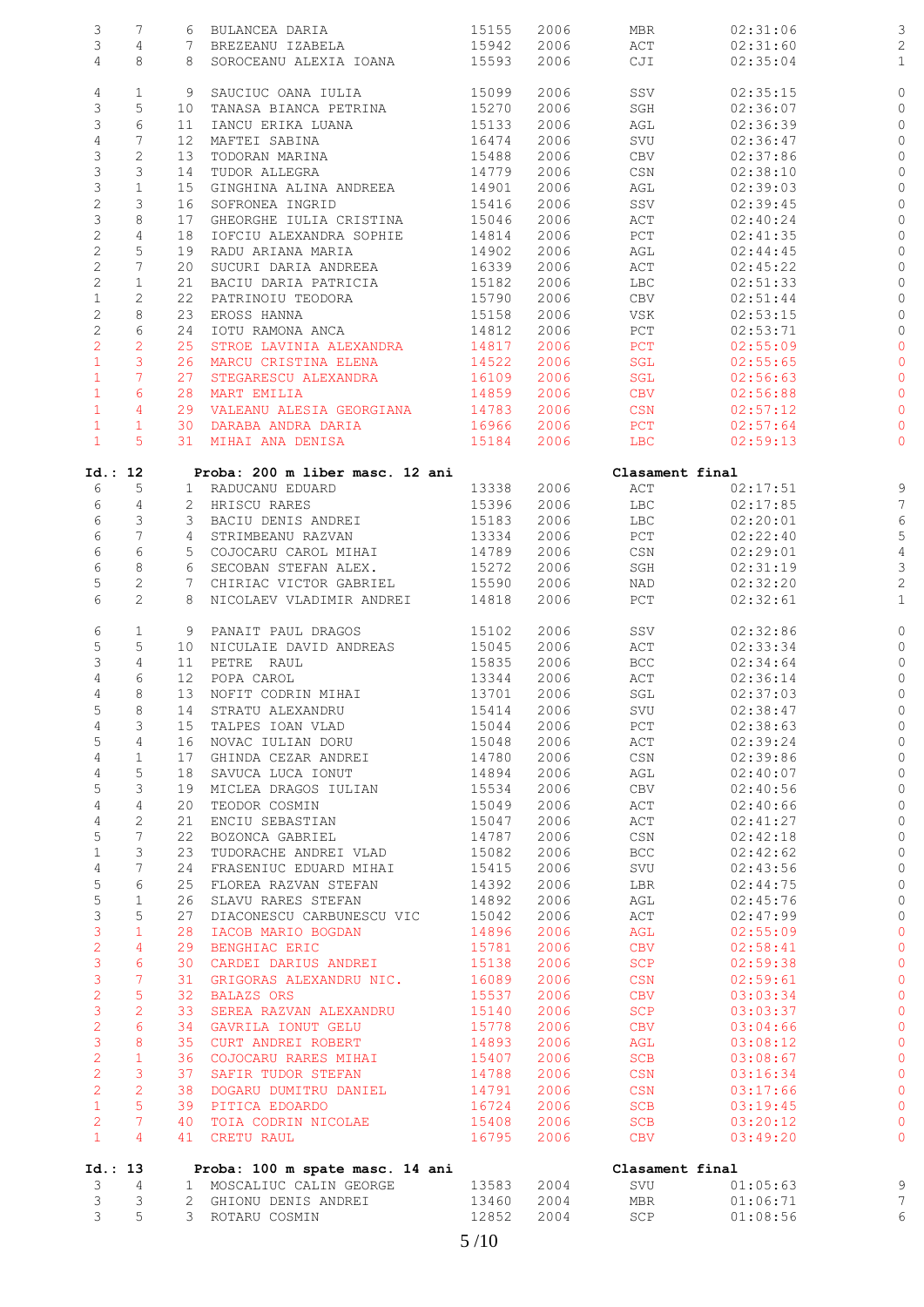| | | | | | | | | |
|---|---|---|---|---|---|---|---|---|
| 3 | 7 | 6 | BULANCEA DARIA | 15155 | 2006 | MBR | 02:31:06 | 3 |
| 3 | 4 | 7 | BREZEANU IZABELA | 15942 | 2006 | ACT | 02:31:60 | 2 |
| 4 | 8 | 8 | SOROCEANU ALEXIA IOANA | 15593 | 2006 | CJI | 02:35:04 | 1 |
| 4 | 1 | 9 | SAUCIUC OANA IULIA | 15099 | 2006 | SSV | 02:35:15 | 0 |
| 3 | 5 | 10 | TANASA BIANCA PETRINA | 15270 | 2006 | SGH | 02:36:07 | 0 |
| 3 | 6 | 11 | IANCU ERIKA LUANA | 15133 | 2006 | AGL | 02:36:39 | 0 |
| 4 | 7 | 12 | MAFTEI SABINA | 16474 | 2006 | SVU | 02:36:47 | 0 |
| 3 | 2 | 13 | TODORAN MARINA | 15488 | 2006 | CBV | 02:37:86 | 0 |
| 3 | 3 | 14 | TUDOR ALLEGRA | 14779 | 2006 | CSN | 02:38:10 | 0 |
| 3 | 1 | 15 | GINGHINA ALINA ANDREEA | 14901 | 2006 | AGL | 02:39:03 | 0 |
| 2 | 3 | 16 | SOFRONEA INGRID | 15416 | 2006 | SSV | 02:39:45 | 0 |
| 3 | 8 | 17 | GHEORGHE IULIA CRISTINA | 15046 | 2006 | ACT | 02:40:24 | 0 |
| 2 | 4 | 18 | IOFCIU ALEXANDRA SOPHIE | 14814 | 2006 | PCT | 02:41:35 | 0 |
| 2 | 5 | 19 | RADU ARIANA MARIA | 14902 | 2006 | AGL | 02:44:45 | 0 |
| 2 | 7 | 20 | SUCURI DARIA ANDREEA | 16339 | 2006 | ACT | 02:45:22 | 0 |
| 2 | 1 | 21 | BACIU DARIA PATRICIA | 15182 | 2006 | LBC | 02:51:33 | 0 |
| 1 | 2 | 22 | PATRINOIU TEODORA | 15790 | 2006 | CBV | 02:51:44 | 0 |
| 2 | 8 | 23 | EROSS HANNA | 15158 | 2006 | VSK | 02:53:15 | 0 |
| 2 | 6 | 24 | IOTU RAMONA ANCA | 14812 | 2006 | PCT | 02:53:71 | 0 |
| 2 | 2 | 25 | STROE LAVINIA ALEXANDRA | 14817 | 2006 | PCT | 02:55:09 | 0 |
| 1 | 3 | 26 | MARCU CRISTINA ELENA | 14522 | 2006 | SGL | 02:55:65 | 0 |
| 1 | 7 | 27 | STEGARESCU ALEXANDRA | 16109 | 2006 | SGL | 02:56:63 | 0 |
| 1 | 6 | 28 | MART EMILIA | 14859 | 2006 | CBV | 02:56:88 | 0 |
| 1 | 4 | 29 | VALEANU ALESIA GEORGIANA | 14783 | 2006 | CSN | 02:57:12 | 0 |
| 1 | 1 | 30 | DARABA ANDRA DARIA | 16966 | 2006 | PCT | 02:57:64 | 0 |
| 1 | 5 | 31 | MIHAI ANA DENISA | 15184 | 2006 | LBC | 02:59:13 | 0 |

**Id.: 12** **Proba: 200 m liber masc. 12 ani** **Clasament final**

| | | | | | | | | |
|---|---|---|---|---|---|---|---|---|
| 6 | 5 | 1 | RADUCANU EDUARD | 13338 | 2006 | ACT | 02:17:51 | 9 |
| 6 | 4 | 2 | HRISCU RARES | 15396 | 2006 | LBC | 02:17:85 | 7 |
| 6 | 3 | 3 | BACIU DENIS ANDREI | 15183 | 2006 | LBC | 02:20:01 | 6 |
| 6 | 7 | 4 | STRIMBEANU RAZVAN | 13334 | 2006 | PCT | 02:22:40 | 5 |
| 6 | 6 | 5 | COJOCARU CAROL MIHAI | 14789 | 2006 | CSN | 02:29:01 | 4 |
| 6 | 8 | 6 | SECOBAN STEFAN ALEX. | 15272 | 2006 | SGH | 02:31:19 | 3 |
| 5 | 2 | 7 | CHIRIAC VICTOR GABRIEL | 15590 | 2006 | NAD | 02:32:20 | 2 |
| 6 | 2 | 8 | NICOLAEV VLADIMIR ANDREI | 14818 | 2006 | PCT | 02:32:61 | 1 |
| 6 | 1 | 9 | PANAIT PAUL DRAGOS | 15102 | 2006 | SSV | 02:32:86 | 0 |
| 5 | 5 | 10 | NICULAIE DAVID ANDREAS | 15045 | 2006 | ACT | 02:33:34 | 0 |
| 3 | 4 | 11 | PETRE RAUL | 15835 | 2006 | BCC | 02:34:64 | 0 |
| 4 | 6 | 12 | POPA CAROL | 13344 | 2006 | ACT | 02:36:14 | 0 |
| 4 | 8 | 13 | NOFIT CODRIN MIHAI | 13701 | 2006 | SGL | 02:37:03 | 0 |
| 5 | 8 | 14 | STRATU ALEXANDRU | 15414 | 2006 | SVU | 02:38:47 | 0 |
| 4 | 3 | 15 | TALPES IOAN VLAD | 15044 | 2006 | PCT | 02:38:63 | 0 |
| 5 | 4 | 16 | NOVAC IULIAN DORU | 15048 | 2006 | ACT | 02:39:24 | 0 |
| 4 | 1 | 17 | GHINDA CEZAR ANDREI | 14780 | 2006 | CSN | 02:39:86 | 0 |
| 4 | 5 | 18 | SAVUCA LUCA IONUT | 14894 | 2006 | AGL | 02:40:07 | 0 |
| 5 | 3 | 19 | MICLEA DRAGOS IULIAN | 15534 | 2006 | CBV | 02:40:56 | 0 |
| 4 | 4 | 20 | TEODOR COSMIN | 15049 | 2006 | ACT | 02:40:66 | 0 |
| 4 | 2 | 21 | ENCIU SEBASTIAN | 15047 | 2006 | ACT | 02:41:27 | 0 |
| 5 | 7 | 22 | BOZONCA GABRIEL | 14787 | 2006 | CSN | 02:42:18 | 0 |
| 1 | 3 | 23 | TUDORACHE ANDREI VLAD | 15082 | 2006 | BCC | 02:42:62 | 0 |
| 4 | 7 | 24 | FRASENIUC EDUARD MIHAI | 15415 | 2006 | SVU | 02:43:56 | 0 |
| 5 | 6 | 25 | FLOREA RAZVAN STEFAN | 14392 | 2006 | LBR | 02:44:75 | 0 |
| 5 | 1 | 26 | SLAVU RARES STEFAN | 14892 | 2006 | AGL | 02:45:76 | 0 |
| 3 | 5 | 27 | DIACONESCU CARBUNESCU VIC | 15042 | 2006 | ACT | 02:47:99 | 0 |
| 3 | 1 | 28 | IACOB MARIO BOGDAN | 14896 | 2006 | AGL | 02:55:09 | 0 |
| 2 | 4 | 29 | BENGHIAC ERIC | 15781 | 2006 | CBV | 02:58:41 | 0 |
| 3 | 6 | 30 | CARDEI DARIUS ANDREI | 15138 | 2006 | SCP | 02:59:38 | 0 |
| 3 | 7 | 31 | GRIGORAS ALEXANDRU NIC. | 16089 | 2006 | CSN | 02:59:61 | 0 |
| 2 | 5 | 32 | BALAZS ORS | 15537 | 2006 | CBV | 03:03:34 | 0 |
| 3 | 2 | 33 | SEREA RAZVAN ALEXANDRU | 15140 | 2006 | SCP | 03:03:37 | 0 |
| 2 | 6 | 34 | GAVRILA IONUT GELU | 15778 | 2006 | CBV | 03:04:66 | 0 |
| 3 | 8 | 35 | CURT ANDREI ROBERT | 14893 | 2006 | AGL | 03:08:12 | 0 |
| 2 | 1 | 36 | COJOCARU RARES MIHAI | 15407 | 2006 | SCB | 03:08:67 | 0 |
| 2 | 3 | 37 | SAFIR TUDOR STEFAN | 14788 | 2006 | CSN | 03:16:34 | 0 |
| 2 | 2 | 38 | DOGARU DUMITRU DANIEL | 14791 | 2006 | CSN | 03:17:66 | 0 |
| 1 | 5 | 39 | PITICA EDOARDO | 16724 | 2006 | SCB | 03:19:45 | 0 |
| 2 | 7 | 40 | TOIA CODRIN NICOLAE | 15408 | 2006 | SCB | 03:20:12 | 0 |
| 1 | 4 | 41 | CRETU RAUL | 16795 | 2006 | CBV | 03:49:20 | 0 |

**Id.: 13** **Proba: 100 m spate masc. 14 ani** **Clasament final**

| | | | | | | | | |
|---|---|---|---|---|---|---|---|---|
| 3 | 4 | 1 | MOSCALIUC CALIN GEORGE | 13583 | 2004 | SVU | 01:05:63 | 9 |
| 3 | 3 | 2 | GHIONU DENIS ANDREI | 13460 | 2004 | MBR | 01:06:71 | 7 |
| 3 | 5 | 3 | ROTARU COSMIN | 12852 | 2004 | SCP | 01:08:56 | 6 |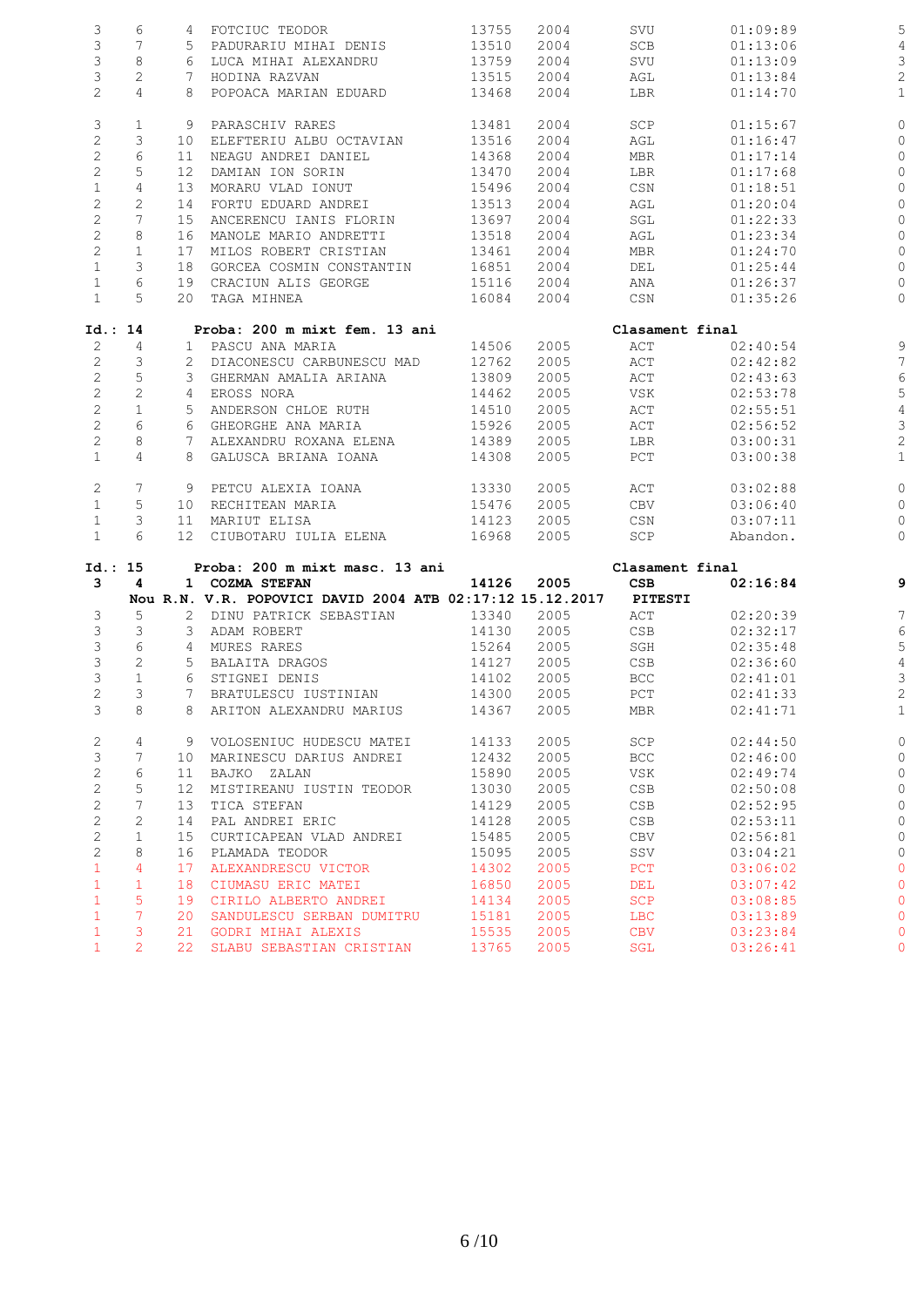| | | | | | | | | |
|---|---|---|---|---|---|---|---|---|
| 3 | 6 | 4 | FOTCIUC TEODOR | 13755 | 2004 | SVU | 01:09:89 | 5 |
| 3 | 7 | 5 | PADURARIU MIHAI DENIS | 13510 | 2004 | SCB | 01:13:06 | 4 |
| 3 | 8 | 6 | LUCA MIHAI ALEXANDRU | 13759 | 2004 | SVU | 01:13:09 | 3 |
| 3 | 2 | 7 | HODINA RAZVAN | 13515 | 2004 | AGL | 01:13:84 | 2 |
| 2 | 4 | 8 | POPOACA MARIAN EDUARD | 13468 | 2004 | LBR | 01:14:70 | 1 |
| 3 | 1 | 9 | PARASCHIV RARES | 13481 | 2004 | SCP | 01:15:67 | 0 |
| 2 | 3 | 10 | ELEFTERIU ALBU OCTAVIAN | 13516 | 2004 | AGL | 01:16:47 | 0 |
| 2 | 6 | 11 | NEAGU ANDREI DANIEL | 14368 | 2004 | MBR | 01:17:14 | 0 |
| 2 | 5 | 12 | DAMIAN ION SORIN | 13470 | 2004 | LBR | 01:17:68 | 0 |
| 1 | 4 | 13 | MORARU VLAD IONUT | 15496 | 2004 | CSN | 01:18:51 | 0 |
| 2 | 2 | 14 | FORTU EDUARD ANDREI | 13513 | 2004 | AGL | 01:20:04 | 0 |
| 2 | 7 | 15 | ANCERENCU IANIS FLORIN | 13697 | 2004 | SGL | 01:22:33 | 0 |
| 2 | 8 | 16 | MANOLE MARIO ANDRETTI | 13518 | 2004 | AGL | 01:23:34 | 0 |
| 2 | 1 | 17 | MILOS ROBERT CRISTIAN | 13461 | 2004 | MBR | 01:24:70 | 0 |
| 1 | 3 | 18 | GORCEA COSMIN CONSTANTIN | 16851 | 2004 | DEL | 01:25:44 | 0 |
| 1 | 6 | 19 | CRACIUN ALIS GEORGE | 15116 | 2004 | ANA | 01:26:37 | 0 |
| 1 | 5 | 20 | TAGA MIHNEA | 16084 | 2004 | CSN | 01:35:26 | 0 |

**Id.: 14 Proba: 200 m mixt fem. 13 ani — Clasament final**

| | | | | | | | | |
|---|---|---|---|---|---|---|---|---|
| 2 | 4 | 1 | PASCU ANA MARIA | 14506 | 2005 | ACT | 02:40:54 | 9 |
| 2 | 3 | 2 | DIACONESCU CARBUNESCU MAD | 12762 | 2005 | ACT | 02:42:82 | 7 |
| 2 | 5 | 3 | GHERMAN AMALIA ARIANA | 13809 | 2005 | ACT | 02:43:63 | 6 |
| 2 | 2 | 4 | EROSS NORA | 14462 | 2005 | VSK | 02:53:78 | 5 |
| 2 | 1 | 5 | ANDERSON CHLOE RUTH | 14510 | 2005 | ACT | 02:55:51 | 4 |
| 2 | 6 | 6 | GHEORGHE ANA MARIA | 15926 | 2005 | ACT | 02:56:52 | 3 |
| 2 | 8 | 7 | ALEXANDRU ROXANA ELENA | 14389 | 2005 | LBR | 03:00:31 | 2 |
| 1 | 4 | 8 | GALUSCA BRIANA IOANA | 14308 | 2005 | PCT | 03:00:38 | 1 |
| 2 | 7 | 9 | PETCU ALEXIA IOANA | 13330 | 2005 | ACT | 03:02:88 | 0 |
| 1 | 5 | 10 | RECHITEAN MARIA | 15476 | 2005 | CBV | 03:06:40 | 0 |
| 1 | 3 | 11 | MARIUT ELISA | 14123 | 2005 | CSN | 03:07:11 | 0 |
| 1 | 6 | 12 | CIUBOTARU IULIA ELENA | 16968 | 2005 | SCP | Abandon. | 0 |

**Id.: 15 Proba: 200 m mixt masc. 13 ani — Clasament final**

| | | | | | | | | |
|---|---|---|---|---|---|---|---|---|
| **3** | **4** | **1** | **COZMA STEFAN** | **14126** | **2005** | **CSB** | **02:16:84** | **9** |
| | | | **Nou R.N. V.R. POPOVICI DAVID 2004 ATB 02:17:12 15.12.2017** | | | **PITESTI** | | |
| 3 | 5 | 2 | DINU PATRICK SEBASTIAN | 13340 | 2005 | ACT | 02:20:39 | 7 |
| 3 | 3 | 3 | ADAM ROBERT | 14130 | 2005 | CSB | 02:32:17 | 6 |
| 3 | 6 | 4 | MURES RARES | 15264 | 2005 | SGH | 02:35:48 | 5 |
| 3 | 2 | 5 | BALAITA DRAGOS | 14127 | 2005 | CSB | 02:36:60 | 4 |
| 3 | 1 | 6 | STIGNEI DENIS | 14102 | 2005 | BCC | 02:41:01 | 3 |
| 2 | 3 | 7 | BRATULESCU IUSTINIAN | 14300 | 2005 | PCT | 02:41:33 | 2 |
| 3 | 8 | 8 | ARITON ALEXANDRU MARIUS | 14367 | 2005 | MBR | 02:41:71 | 1 |
| 2 | 4 | 9 | VOLOSENIUC HUDESCU MATEI | 14133 | 2005 | SCP | 02:44:50 | 0 |
| 3 | 7 | 10 | MARINESCU DARIUS ANDREI | 12432 | 2005 | BCC | 02:46:00 | 0 |
| 2 | 6 | 11 | BAJKO ZALAN | 15890 | 2005 | VSK | 02:49:74 | 0 |
| 2 | 5 | 12 | MISTIREANU IUSTIN TEODOR | 13030 | 2005 | CSB | 02:50:08 | 0 |
| 2 | 7 | 13 | TICA STEFAN | 14129 | 2005 | CSB | 02:52:95 | 0 |
| 2 | 2 | 14 | PAL ANDREI ERIC | 14128 | 2005 | CSB | 02:53:11 | 0 |
| 2 | 1 | 15 | CURTICAPEAN VLAD ANDREI | 15485 | 2005 | CBV | 02:56:81 | 0 |
| 2 | 8 | 16 | PLAMADA TEODOR | 15095 | 2005 | SSV | 03:04:21 | 0 |
| 1 | 4 | 17 | ALEXANDRESCU VICTOR | 14302 | 2005 | PCT | 03:06:02 | 0 |
| 1 | 1 | 18 | CIUMASU ERIC MATEI | 16850 | 2005 | DEL | 03:07:42 | 0 |
| 1 | 5 | 19 | CIRILO ALBERTO ANDREI | 14134 | 2005 | SCP | 03:08:85 | 0 |
| 1 | 7 | 20 | SANDULESCU SERBAN DUMITRU | 15181 | 2005 | LBC | 03:13:89 | 0 |
| 1 | 3 | 21 | GODRI MIHAI ALEXIS | 15535 | 2005 | CBV | 03:23:84 | 0 |
| 1 | 2 | 22 | SLABU SEBASTIAN CRISTIAN | 13765 | 2005 | SGL | 03:26:41 | 0 |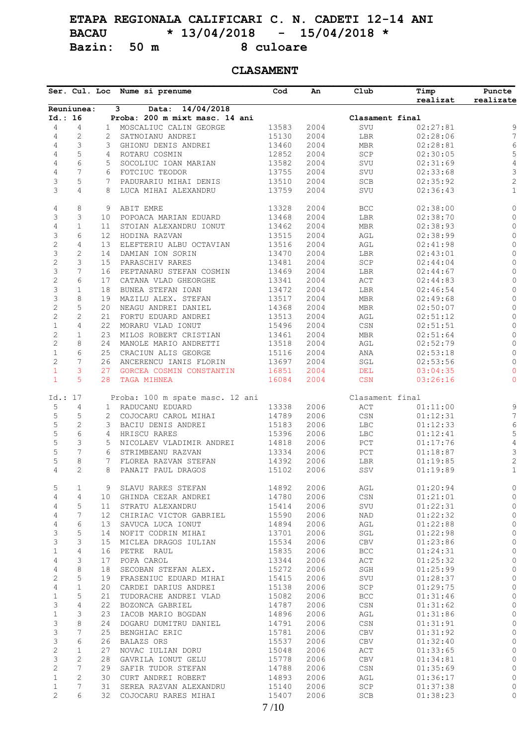# ETAPA REGIONALA CALIFICARI C. N. CADETI 12-14 ANI

## BACAU * 13/04/2018 - 15/04/2018 *

## Bazin: 50 m 8 culoare

### CLASAMENT

Reuniunea: 3 Data: 14/04/2018

Id.: 16 Proba: 200 m mixt masc. 14 ani — Clasament final

| Ser. | Cul. | Loc | Nume si prenume | Cod | An | Club | Timp realizat | Puncte realizate |
|---|---|---|---|---|---|---|---|---|
| 4 | 4 | 1 | MOSCALIUC CALIN GEORGE | 13583 | 2004 | SVU | 02:27:81 | 9 |
| 4 | 2 | 2 | SATNOIANU ANDREI | 15130 | 2004 | LBR | 02:28:06 | 7 |
| 4 | 3 | 3 | GHIONU DENIS ANDREI | 13460 | 2004 | MBR | 02:28:81 | 6 |
| 4 | 5 | 4 | ROTARU COSMIN | 12852 | 2004 | SCP | 02:30:05 | 5 |
| 4 | 6 | 5 | SOCOLIUC IOAN MARIAN | 13582 | 2004 | SVU | 02:31:69 | 4 |
| 4 | 7 | 6 | FOTCIUC TEODOR | 13755 | 2004 | SVU | 02:33:68 | 3 |
| 3 | 5 | 7 | PADURARIU MIHAI DENIS | 13510 | 2004 | SCB | 02:35:92 | 2 |
| 3 | 4 | 8 | LUCA MIHAI ALEXANDRU | 13759 | 2004 | SVU | 02:36:43 | 1 |
| 4 | 8 | 9 | ABIT EMRE | 13328 | 2004 | BCC | 02:38:00 | 0 |
| 3 | 3 | 10 | POPOACA MARIAN EDUARD | 13468 | 2004 | LBR | 02:38:70 | 0 |
| 4 | 1 | 11 | STOIAN ALEXANDRU IONUT | 13462 | 2004 | MBR | 02:38:93 | 0 |
| 3 | 6 | 12 | HODINA RAZVAN | 13515 | 2004 | AGL | 02:38:99 | 0 |
| 2 | 4 | 13 | ELEFTERIU ALBU OCTAVIAN | 13516 | 2004 | AGL | 02:41:98 | 0 |
| 3 | 2 | 14 | DAMIAN ION SORIN | 13470 | 2004 | LBR | 02:43:01 | 0 |
| 2 | 3 | 15 | PARASCHIV RARES | 13481 | 2004 | SCP | 02:44:04 | 0 |
| 3 | 7 | 16 | PEPTANARU STEFAN COSMIN | 13469 | 2004 | LBR | 02:44:67 | 0 |
| 2 | 6 | 17 | CATANA VLAD GHEORGHE | 13341 | 2004 | ACT | 02:44:83 | 0 |
| 3 | 1 | 18 | BUNEA STEFAN IOAN | 13472 | 2004 | LBR | 02:46:54 | 0 |
| 3 | 8 | 19 | MAZILU ALEX. STEFAN | 13517 | 2004 | MBR | 02:49:68 | 0 |
| 2 | 5 | 20 | NEAGU ANDREI DANIEL | 14368 | 2004 | MBR | 02:50:07 | 0 |
| 2 | 2 | 21 | FORTU EDUARD ANDREI | 13513 | 2004 | AGL | 02:51:12 | 0 |
| 1 | 4 | 22 | MORARU VLAD IONUT | 15496 | 2004 | CSN | 02:51:51 | 0 |
| 2 | 1 | 23 | MILOS ROBERT CRISTIAN | 13461 | 2004 | MBR | 02:51:64 | 0 |
| 2 | 8 | 24 | MANOLE MARIO ANDRETTI | 13518 | 2004 | AGL | 02:52:79 | 0 |
| 1 | 6 | 25 | CRACIUN ALIS GEORGE | 15116 | 2004 | ANA | 02:53:18 | 0 |
| 2 | 7 | 26 | ANCERENCU IANIS FLORIN | 13697 | 2004 | SGL | 02:53:56 | 0 |
| 1 | 3 | 27 | GORCEA COSMIN CONSTANTIN | 16851 | 2004 | DEL | 03:04:35 | 0 |
| 1 | 5 | 28 | TAGA MIHNEA | 16084 | 2004 | CSN | 03:26:16 | 0 |

Id.: 17 Proba: 100 m spate masc. 12 ani — Clasament final

| Ser. | Cul. | Loc | Nume si prenume | Cod | An | Club | Timp realizat | Puncte realizate |
|---|---|---|---|---|---|---|---|---|
| 5 | 4 | 1 | RADUCANU EDUARD | 13338 | 2006 | ACT | 01:11:00 | 9 |
| 5 | 5 | 2 | COJOCARU CAROL MIHAI | 14789 | 2006 | CSN | 01:12:31 | 7 |
| 5 | 2 | 3 | BACIU DENIS ANDREI | 15183 | 2006 | LBC | 01:12:33 | 6 |
| 5 | 6 | 4 | HRISCU RARES | 15396 | 2006 | LBC | 01:12:41 | 5 |
| 5 | 3 | 5 | NICOLAEV VLADIMIR ANDREI | 14818 | 2006 | PCT | 01:17:76 | 4 |
| 5 | 7 | 6 | STRIMBEANU RAZVAN | 13334 | 2006 | PCT | 01:18:87 | 3 |
| 5 | 8 | 7 | FLOREA RAZVAN STEFAN | 14392 | 2006 | LBR | 01:19:85 | 2 |
| 4 | 2 | 8 | PANAIT PAUL DRAGOS | 15102 | 2006 | SSV | 01:19:89 | 1 |
| 5 | 1 | 9 | SLAVU RARES STEFAN | 14892 | 2006 | AGL | 01:20:94 | 0 |
| 4 | 4 | 10 | GHINDA CEZAR ANDREI | 14780 | 2006 | CSN | 01:21:01 | 0 |
| 4 | 5 | 11 | STRATU ALEXANDRU | 15414 | 2006 | SVU | 01:22:31 | 0 |
| 4 | 7 | 12 | CHIRIAC VICTOR GABRIEL | 15590 | 2006 | NAD | 01:22:32 | 0 |
| 4 | 6 | 13 | SAVUCA LUCA IONUT | 14894 | 2006 | AGL | 01:22:88 | 0 |
| 3 | 5 | 14 | NOFIT CODRIN MIHAI | 13701 | 2006 | SGL | 01:22:98 | 0 |
| 3 | 3 | 15 | MICLEA DRAGOS IULIAN | 15534 | 2006 | CBV | 01:23:86 | 0 |
| 1 | 4 | 16 | PETRE RAUL | 15835 | 2006 | BCC | 01:24:31 | 0 |
| 4 | 3 | 17 | POPA CAROL | 13344 | 2006 | ACT | 01:25:32 | 0 |
| 4 | 8 | 18 | SECOBAN STEFAN ALEX. | 15272 | 2006 | SGH | 01:25:99 | 0 |
| 2 | 5 | 19 | FRASENIUC EDUARD MIHAI | 15415 | 2006 | SVU | 01:28:37 | 0 |
| 4 | 1 | 20 | CARDEI DARIUS ANDREI | 15138 | 2006 | SCP | 01:29:75 | 0 |
| 1 | 5 | 21 | TUDORACHE ANDREI VLAD | 15082 | 2006 | BCC | 01:31:46 | 0 |
| 3 | 4 | 22 | BOZONCA GABRIEL | 14787 | 2006 | CSN | 01:31:62 | 0 |
| 1 | 3 | 23 | IACOB MARIO BOGDAN | 14896 | 2006 | AGL | 01:31:86 | 0 |
| 3 | 8 | 24 | DOGARU DUMITRU DANIEL | 14791 | 2006 | CSN | 01:31:91 | 0 |
| 3 | 7 | 25 | BENGHIAC ERIC | 15781 | 2006 | CBV | 01:31:92 | 0 |
| 3 | 6 | 26 | BALAZS ORS | 15537 | 2006 | CBV | 01:32:40 | 0 |
| 2 | 1 | 27 | NOVAC IULIAN DORU | 15048 | 2006 | ACT | 01:33:65 | 0 |
| 3 | 2 | 28 | GAVRILA IONUT GELU | 15778 | 2006 | CBV | 01:34:81 | 0 |
| 2 | 7 | 29 | SAFIR TUDOR STEFAN | 14788 | 2006 | CSN | 01:35:69 | 0 |
| 1 | 2 | 30 | CURT ANDREI ROBERT | 14893 | 2006 | AGL | 01:36:17 | 0 |
| 1 | 7 | 31 | SEREA RAZVAN ALEXANDRU | 15140 | 2006 | SCP | 01:37:38 | 0 |
| 2 | 6 | 32 | COJOCARU RARES MIHAI | 15407 | 2006 | SCB | 01:38:23 | 0 |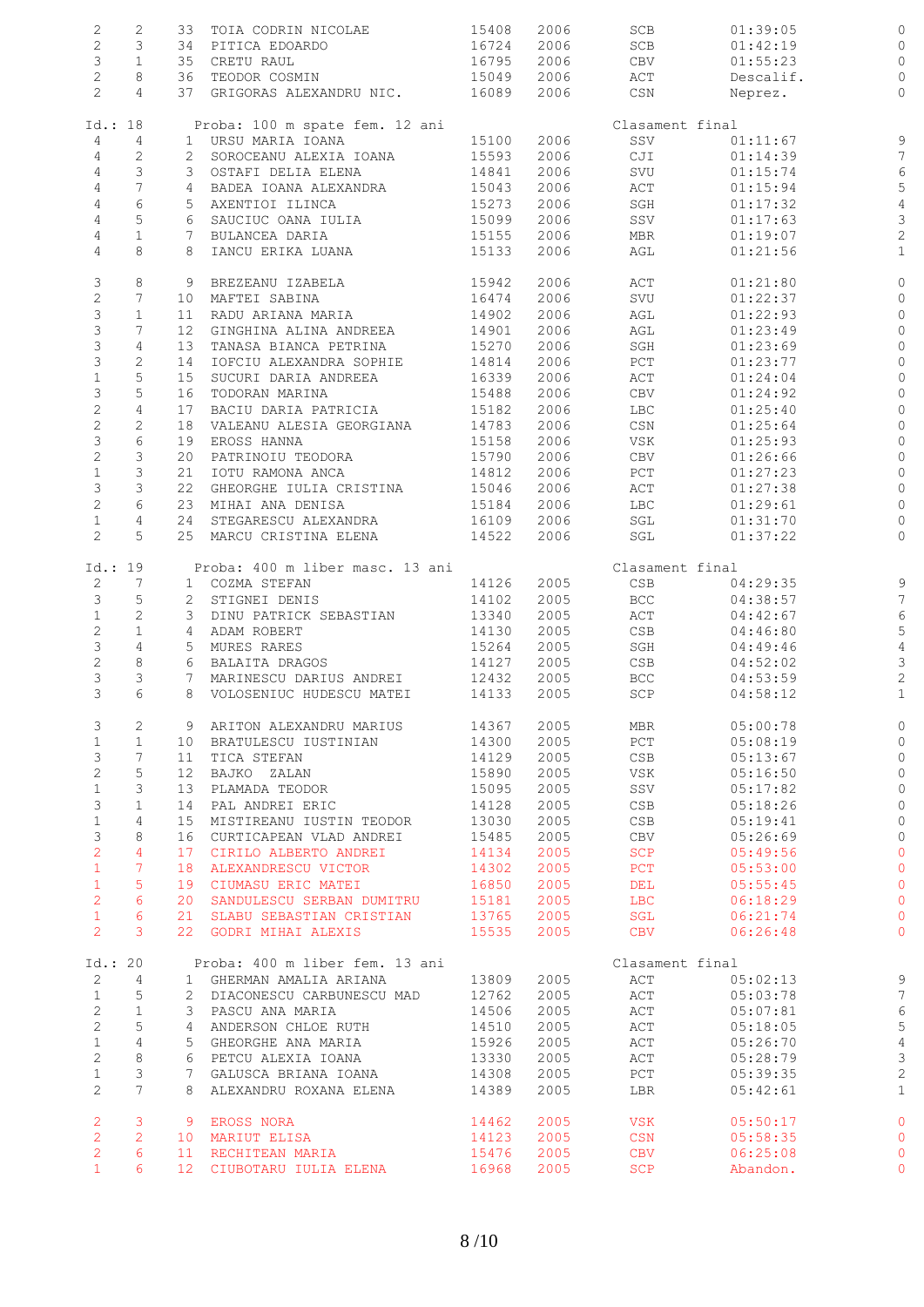| | | | | | | | | |
|---|---|---|---|---|---|---|---|---|
| 2 | 2 | 33 | TOIA CODRIN NICOLAE | 15408 | 2006 | SCB | 01:39:05 | 0 |
| 2 | 3 | 34 | PITICA EDOARDO | 16724 | 2006 | SCB | 01:42:19 | 0 |
| 3 | 1 | 35 | CRETU RAUL | 16795 | 2006 | CBV | 01:55:23 | 0 |
| 2 | 8 | 36 | TEODOR COSMIN | 15049 | 2006 | ACT | Descalif. | 0 |
| 2 | 4 | 37 | GRIGORAS ALEXANDRU NIC. | 16089 | 2006 | CSN | Neprez. | 0 |

**Id.: 18** Proba: 100 m spate fem. 12 ani — Clasament final

| | | | | | | | | |
|---|---|---|---|---|---|---|---|---|
| 4 | 4 | 1 | URSU MARIA IOANA | 15100 | 2006 | SSV | 01:11:67 | 9 |
| 4 | 2 | 2 | SOROCEANU ALEXIA IOANA | 15593 | 2006 | CJI | 01:14:39 | 7 |
| 4 | 3 | 3 | OSTAFI DELIA ELENA | 14841 | 2006 | SVU | 01:15:74 | 6 |
| 4 | 7 | 4 | BADEA IOANA ALEXANDRA | 15043 | 2006 | ACT | 01:15:94 | 5 |
| 4 | 6 | 5 | AXENTIOI ILINCA | 15273 | 2006 | SGH | 01:17:32 | 4 |
| 4 | 5 | 6 | SAUCIUC OANA IULIA | 15099 | 2006 | SSV | 01:17:63 | 3 |
| 4 | 1 | 7 | BULANCEA DARIA | 15155 | 2006 | MBR | 01:19:07 | 2 |
| 4 | 8 | 8 | IANCU ERIKA LUANA | 15133 | 2006 | AGL | 01:21:56 | 1 |
| 3 | 8 | 9 | BREZEANU IZABELA | 15942 | 2006 | ACT | 01:21:80 | 0 |
| 2 | 7 | 10 | MAFTEI SABINA | 16474 | 2006 | SVU | 01:22:37 | 0 |
| 3 | 1 | 11 | RADU ARIANA MARIA | 14902 | 2006 | AGL | 01:22:93 | 0 |
| 3 | 7 | 12 | GINGHINA ALINA ANDREEA | 14901 | 2006 | AGL | 01:23:49 | 0 |
| 3 | 4 | 13 | TANASA BIANCA PETRINA | 15270 | 2006 | SGH | 01:23:69 | 0 |
| 3 | 2 | 14 | IOFCIU ALEXANDRA SOPHIE | 14814 | 2006 | PCT | 01:23:77 | 0 |
| 1 | 5 | 15 | SUCURI DARIA ANDREEA | 16339 | 2006 | ACT | 01:24:04 | 0 |
| 3 | 5 | 16 | TODORAN MARINA | 15488 | 2006 | CBV | 01:24:92 | 0 |
| 2 | 4 | 17 | BACIU DARIA PATRICIA | 15182 | 2006 | LBC | 01:25:40 | 0 |
| 2 | 2 | 18 | VALEANU ALESIA GEORGIANA | 14783 | 2006 | CSN | 01:25:64 | 0 |
| 3 | 6 | 19 | EROSS HANNA | 15158 | 2006 | VSK | 01:25:93 | 0 |
| 2 | 3 | 20 | PATRINOIU TEODORA | 15790 | 2006 | CBV | 01:26:66 | 0 |
| 1 | 3 | 21 | IOTU RAMONA ANCA | 14812 | 2006 | PCT | 01:27:23 | 0 |
| 3 | 3 | 22 | GHEORGHE IULIA CRISTINA | 15046 | 2006 | ACT | 01:27:38 | 0 |
| 2 | 6 | 23 | MIHAI ANA DENISA | 15184 | 2006 | LBC | 01:29:61 | 0 |
| 1 | 4 | 24 | STEGARESCU ALEXANDRA | 16109 | 2006 | SGL | 01:31:70 | 0 |
| 2 | 5 | 25 | MARCU CRISTINA ELENA | 14522 | 2006 | SGL | 01:37:22 | 0 |

**Id.: 19** Proba: 400 m liber masc. 13 ani — Clasament final

| | | | | | | | | |
|---|---|---|---|---|---|---|---|---|
| 2 | 7 | 1 | COZMA STEFAN | 14126 | 2005 | CSB | 04:29:35 | 9 |
| 3 | 5 | 2 | STIGNEI DENIS | 14102 | 2005 | BCC | 04:38:57 | 7 |
| 1 | 2 | 3 | DINU PATRICK SEBASTIAN | 13340 | 2005 | ACT | 04:42:67 | 6 |
| 2 | 1 | 4 | ADAM ROBERT | 14130 | 2005 | CSB | 04:46:80 | 5 |
| 3 | 4 | 5 | MURES RARES | 15264 | 2005 | SGH | 04:49:46 | 4 |
| 2 | 8 | 6 | BALAITA DRAGOS | 14127 | 2005 | CSB | 04:52:02 | 3 |
| 3 | 3 | 7 | MARINESCU DARIUS ANDREI | 12432 | 2005 | BCC | 04:53:59 | 2 |
| 3 | 6 | 8 | VOLOSENIUC HUDESCU MATEI | 14133 | 2005 | SCP | 04:58:12 | 1 |
| 3 | 2 | 9 | ARITON ALEXANDRU MARIUS | 14367 | 2005 | MBR | 05:00:78 | 0 |
| 1 | 1 | 10 | BRATULESCU IUSTINIAN | 14300 | 2005 | PCT | 05:08:19 | 0 |
| 3 | 7 | 11 | TICA STEFAN | 14129 | 2005 | CSB | 05:13:67 | 0 |
| 2 | 5 | 12 | BAJKO ZALAN | 15890 | 2005 | VSK | 05:16:50 | 0 |
| 1 | 3 | 13 | PLAMADA TEODOR | 15095 | 2005 | SSV | 05:17:82 | 0 |
| 3 | 1 | 14 | PAL ANDREI ERIC | 14128 | 2005 | CSB | 05:18:26 | 0 |
| 1 | 4 | 15 | MISTIREANU IUSTIN TEODOR | 13030 | 2005 | CSB | 05:19:41 | 0 |
| 3 | 8 | 16 | CURTICAPEAN VLAD ANDREI | 15485 | 2005 | CBV | 05:26:69 | 0 |
| 2 | 4 | 17 | CIRILO ALBERTO ANDREI | 14134 | 2005 | SCP | 05:49:56 | 0 |
| 1 | 7 | 18 | ALEXANDRESCU VICTOR | 14302 | 2005 | PCT | 05:53:00 | 0 |
| 1 | 5 | 19 | CIUMASU ERIC MATEI | 16850 | 2005 | DEL | 05:55:45 | 0 |
| 2 | 6 | 20 | SANDULESCU SERBAN DUMITRU | 15181 | 2005 | LBC | 06:18:29 | 0 |
| 1 | 6 | 21 | SLABU SEBASTIAN CRISTIAN | 13765 | 2005 | SGL | 06:21:74 | 0 |
| 2 | 3 | 22 | GODRI MIHAI ALEXIS | 15535 | 2005 | CBV | 06:26:48 | 0 |

**Id.: 20** Proba: 400 m liber fem. 13 ani — Clasament final

| | | | | | | | | |
|---|---|---|---|---|---|---|---|---|
| 2 | 4 | 1 | GHERMAN AMALIA ARIANA | 13809 | 2005 | ACT | 05:02:13 | 9 |
| 1 | 5 | 2 | DIACONESCU CARBUNESCU MAD | 12762 | 2005 | ACT | 05:03:78 | 7 |
| 2 | 1 | 3 | PASCU ANA MARIA | 14506 | 2005 | ACT | 05:07:81 | 6 |
| 2 | 5 | 4 | ANDERSON CHLOE RUTH | 14510 | 2005 | ACT | 05:18:05 | 5 |
| 1 | 4 | 5 | GHEORGHE ANA MARIA | 15926 | 2005 | ACT | 05:26:70 | 4 |
| 2 | 8 | 6 | PETCU ALEXIA IOANA | 13330 | 2005 | ACT | 05:28:79 | 3 |
| 1 | 3 | 7 | GALUSCA BRIANA IOANA | 14308 | 2005 | PCT | 05:39:35 | 2 |
| 2 | 7 | 8 | ALEXANDRU ROXANA ELENA | 14389 | 2005 | LBR | 05:42:61 | 1 |
| 2 | 3 | 9 | EROSS NORA | 14462 | 2005 | VSK | 05:50:17 | 0 |
| 2 | 2 | 10 | MARIUT ELISA | 14123 | 2005 | CSN | 05:58:35 | 0 |
| 2 | 6 | 11 | RECHITEAN MARIA | 15476 | 2005 | CBV | 06:25:08 | 0 |
| 1 | 6 | 12 | CIUBOTARU IULIA ELENA | 16968 | 2005 | SCP | Abandon. | 0 |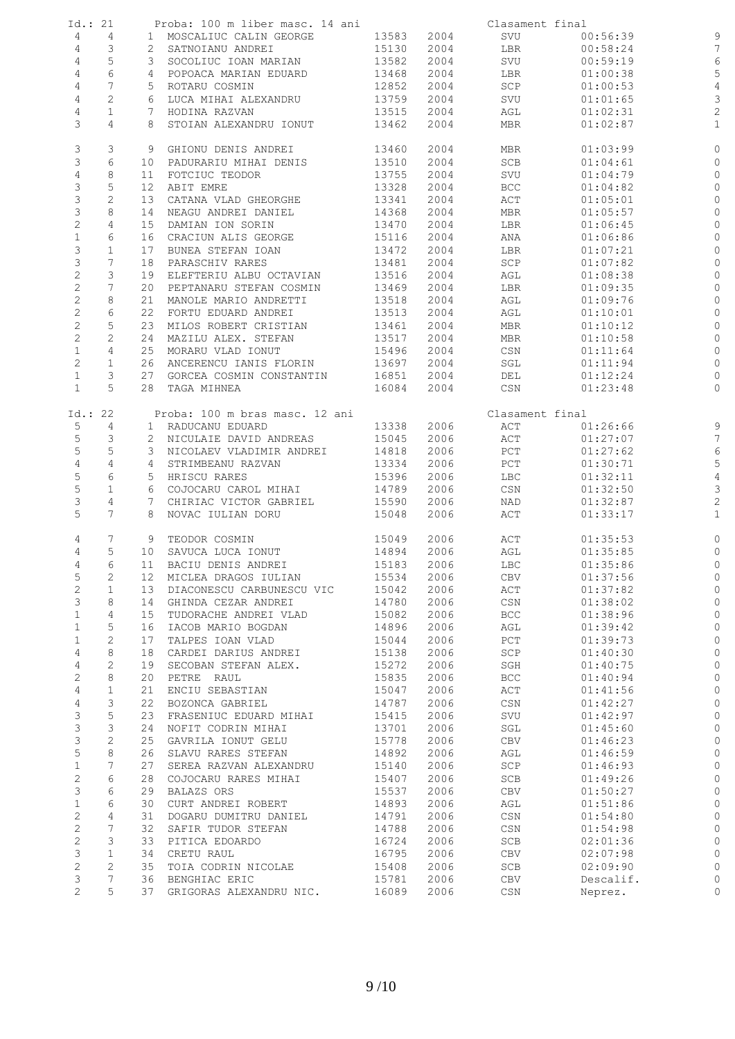Id.: 21 Proba: 100 m liber masc. 14 ani — Clasament final

| Serie | Culoar | Loc | Nume | Legitimatie | An | Club | Timp | Puncte |
|---|---|---|---|---|---|---|---|---|
| 4 | 4 | 1 | MOSCALIUC CALIN GEORGE | 13583 | 2004 | SVU | 00:56:39 | 9 |
| 4 | 3 | 2 | SATNOIANU ANDREI | 15130 | 2004 | LBR | 00:58:24 | 7 |
| 4 | 5 | 3 | SOCOLIUC IOAN MARIAN | 13582 | 2004 | SVU | 00:59:19 | 6 |
| 4 | 6 | 4 | POPOACA MARIAN EDUARD | 13468 | 2004 | LBR | 01:00:38 | 5 |
| 4 | 7 | 5 | ROTARU COSMIN | 12852 | 2004 | SCP | 01:00:53 | 4 |
| 4 | 2 | 6 | LUCA MIHAI ALEXANDRU | 13759 | 2004 | SVU | 01:01:65 | 3 |
| 4 | 1 | 7 | HODINA RAZVAN | 13515 | 2004 | AGL | 01:02:31 | 2 |
| 3 | 4 | 8 | STOIAN ALEXANDRU IONUT | 13462 | 2004 | MBR | 01:02:87 | 1 |
| 3 | 3 | 9 | GHIONU DENIS ANDREI | 13460 | 2004 | MBR | 01:03:99 | 0 |
| 3 | 6 | 10 | PADURARIU MIHAI DENIS | 13510 | 2004 | SCB | 01:04:61 | 0 |
| 4 | 8 | 11 | FOTCIUC TEODOR | 13755 | 2004 | SVU | 01:04:79 | 0 |
| 3 | 5 | 12 | ABIT EMRE | 13328 | 2004 | BCC | 01:04:82 | 0 |
| 3 | 2 | 13 | CATANA VLAD GHEORGHE | 13341 | 2004 | ACT | 01:05:01 | 0 |
| 3 | 8 | 14 | NEAGU ANDREI DANIEL | 14368 | 2004 | MBR | 01:05:57 | 0 |
| 2 | 4 | 15 | DAMIAN ION SORIN | 13470 | 2004 | LBR | 01:06:45 | 0 |
| 1 | 6 | 16 | CRACIUN ALIS GEORGE | 15116 | 2004 | ANA | 01:06:86 | 0 |
| 3 | 1 | 17 | BUNEA STEFAN IOAN | 13472 | 2004 | LBR | 01:07:21 | 0 |
| 3 | 7 | 18 | PARASCHIV RARES | 13481 | 2004 | SCP | 01:07:82 | 0 |
| 2 | 3 | 19 | ELEFTERIU ALBU OCTAVIAN | 13516 | 2004 | AGL | 01:08:38 | 0 |
| 2 | 7 | 20 | PEPTANARU STEFAN COSMIN | 13469 | 2004 | LBR | 01:09:35 | 0 |
| 2 | 8 | 21 | MANOLE MARIO ANDRETTI | 13518 | 2004 | AGL | 01:09:76 | 0 |
| 2 | 6 | 22 | FORTU EDUARD ANDREI | 13513 | 2004 | AGL | 01:10:01 | 0 |
| 2 | 5 | 23 | MILOS ROBERT CRISTIAN | 13461 | 2004 | MBR | 01:10:12 | 0 |
| 2 | 2 | 24 | MAZILU ALEX. STEFAN | 13517 | 2004 | MBR | 01:10:58 | 0 |
| 1 | 4 | 25 | MORARU VLAD IONUT | 15496 | 2004 | CSN | 01:11:64 | 0 |
| 2 | 1 | 26 | ANCERENCU IANIS FLORIN | 13697 | 2004 | SGL | 01:11:94 | 0 |
| 1 | 3 | 27 | GORCEA COSMIN CONSTANTIN | 16851 | 2004 | DEL | 01:12:24 | 0 |
| 1 | 5 | 28 | TAGA MIHNEA | 16084 | 2004 | CSN | 01:23:48 | 0 |

Id.: 22 Proba: 100 m bras masc. 12 ani — Clasament final

| Serie | Culoar | Loc | Nume | Legitimatie | An | Club | Timp | Puncte |
|---|---|---|---|---|---|---|---|---|
| 5 | 4 | 1 | RADUCANU EDUARD | 13338 | 2006 | ACT | 01:26:66 | 9 |
| 5 | 3 | 2 | NICULAIE DAVID ANDREAS | 15045 | 2006 | ACT | 01:27:07 | 7 |
| 5 | 5 | 3 | NICOLAEV VLADIMIR ANDREI | 14818 | 2006 | PCT | 01:27:62 | 6 |
| 4 | 4 | 4 | STRIMBEANU RAZVAN | 13334 | 2006 | PCT | 01:30:71 | 5 |
| 5 | 6 | 5 | HRISCU RARES | 15396 | 2006 | LBC | 01:32:11 | 4 |
| 5 | 1 | 6 | COJOCARU CAROL MIHAI | 14789 | 2006 | CSN | 01:32:50 | 3 |
| 3 | 4 | 7 | CHIRIAC VICTOR GABRIEL | 15590 | 2006 | NAD | 01:32:87 | 2 |
| 5 | 7 | 8 | NOVAC IULIAN DORU | 15048 | 2006 | ACT | 01:33:17 | 1 |
| 4 | 7 | 9 | TEODOR COSMIN | 15049 | 2006 | ACT | 01:35:53 | 0 |
| 4 | 5 | 10 | SAVUCA LUCA IONUT | 14894 | 2006 | AGL | 01:35:85 | 0 |
| 4 | 6 | 11 | BACIU DENIS ANDREI | 15183 | 2006 | LBC | 01:35:86 | 0 |
| 5 | 2 | 12 | MICLEA DRAGOS IULIAN | 15534 | 2006 | CBV | 01:37:56 | 0 |
| 2 | 1 | 13 | DIACONESCU CARBUNESCU VIC | 15042 | 2006 | ACT | 01:37:82 | 0 |
| 3 | 8 | 14 | GHINDA CEZAR ANDREI | 14780 | 2006 | CSN | 01:38:02 | 0 |
| 1 | 4 | 15 | TUDORACHE ANDREI VLAD | 15082 | 2006 | BCC | 01:38:96 | 0 |
| 1 | 5 | 16 | IACOB MARIO BOGDAN | 14896 | 2006 | AGL | 01:39:42 | 0 |
| 1 | 2 | 17 | TALPES IOAN VLAD | 15044 | 2006 | PCT | 01:39:73 | 0 |
| 4 | 8 | 18 | CARDEI DARIUS ANDREI | 15138 | 2006 | SCP | 01:40:30 | 0 |
| 4 | 2 | 19 | SECOBAN STEFAN ALEX. | 15272 | 2006 | SGH | 01:40:75 | 0 |
| 2 | 8 | 20 | PETRE RAUL | 15835 | 2006 | BCC | 01:40:94 | 0 |
| 4 | 1 | 21 | ENCIU SEBASTIAN | 15047 | 2006 | ACT | 01:41:56 | 0 |
| 4 | 3 | 22 | BOZONCA GABRIEL | 14787 | 2006 | CSN | 01:42:27 | 0 |
| 3 | 5 | 23 | FRASENIUC EDUARD MIHAI | 15415 | 2006 | SVU | 01:42:97 | 0 |
| 3 | 3 | 24 | NOFIT CODRIN MIHAI | 13701 | 2006 | SGL | 01:45:60 | 0 |
| 3 | 2 | 25 | GAVRILA IONUT GELU | 15778 | 2006 | CBV | 01:46:23 | 0 |
| 5 | 8 | 26 | SLAVU RARES STEFAN | 14892 | 2006 | AGL | 01:46:59 | 0 |
| 1 | 7 | 27 | SEREA RAZVAN ALEXANDRU | 15140 | 2006 | SCP | 01:46:93 | 0 |
| 2 | 6 | 28 | COJOCARU RARES MIHAI | 15407 | 2006 | SCB | 01:49:26 | 0 |
| 3 | 6 | 29 | BALAZS ORS | 15537 | 2006 | CBV | 01:50:27 | 0 |
| 1 | 6 | 30 | CURT ANDREI ROBERT | 14893 | 2006 | AGL | 01:51:86 | 0 |
| 2 | 4 | 31 | DOGARU DUMITRU DANIEL | 14791 | 2006 | CSN | 01:54:80 | 0 |
| 2 | 7 | 32 | SAFIR TUDOR STEFAN | 14788 | 2006 | CSN | 01:54:98 | 0 |
| 2 | 3 | 33 | PITICA EDOARDO | 16724 | 2006 | SCB | 02:01:36 | 0 |
| 3 | 1 | 34 | CRETU RAUL | 16795 | 2006 | CBV | 02:07:98 | 0 |
| 2 | 2 | 35 | TOIA CODRIN NICOLAE | 15408 | 2006 | SCB | 02:09:90 | 0 |
| 3 | 7 | 36 | BENGHIAC ERIC | 15781 | 2006 | CBV | Descalif. | 0 |
| 2 | 5 | 37 | GRIGORAS ALEXANDRU NIC. | 16089 | 2006 | CSN | Neprez. | 0 |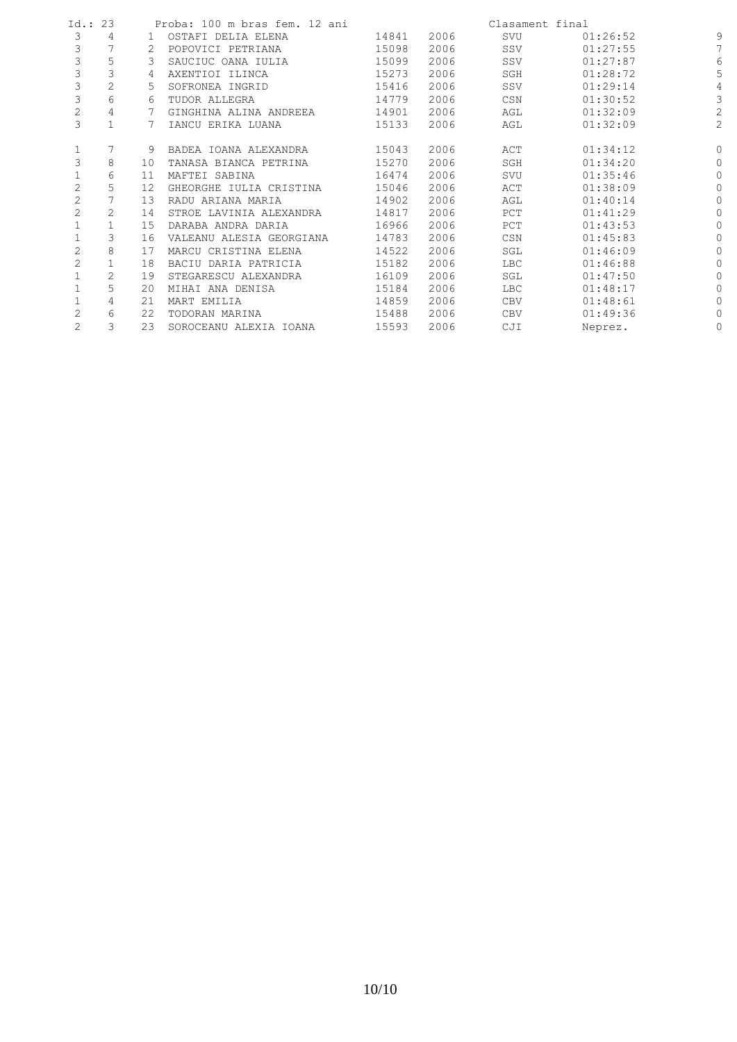Id.: 23 Proba: 100 m bras fem. 12 ani Clasament final

| | | | | | | | | |
|---|---|---|---|---|---|---|---|---|
| 3 | 4 | 1 | OSTAFI DELIA ELENA | 14841 | 2006 | SVU | 01:26:52 | 9 |
| 3 | 7 | 2 | POPOVICI PETRIANA | 15098 | 2006 | SSV | 01:27:55 | 7 |
| 3 | 5 | 3 | SAUCIUC OANA IULIA | 15099 | 2006 | SSV | 01:27:87 | 6 |
| 3 | 3 | 4 | AXENTIOI ILINCA | 15273 | 2006 | SGH | 01:28:72 | 5 |
| 3 | 2 | 5 | SOFRONEA INGRID | 15416 | 2006 | SSV | 01:29:14 | 4 |
| 3 | 6 | 6 | TUDOR ALLEGRA | 14779 | 2006 | CSN | 01:30:52 | 3 |
| 2 | 4 | 7 | GINGHINA ALINA ANDREEA | 14901 | 2006 | AGL | 01:32:09 | 2 |
| 3 | 1 | 7 | IANCU ERIKA LUANA | 15133 | 2006 | AGL | 01:32:09 | 2 |
| 1 | 7 | 9 | BADEA IOANA ALEXANDRA | 15043 | 2006 | ACT | 01:34:12 | 0 |
| 3 | 8 | 10 | TANASA BIANCA PETRINA | 15270 | 2006 | SGH | 01:34:20 | 0 |
| 1 | 6 | 11 | MAFTEI SABINA | 16474 | 2006 | SVU | 01:35:46 | 0 |
| 2 | 5 | 12 | GHEORGHE IULIA CRISTINA | 15046 | 2006 | ACT | 01:38:09 | 0 |
| 2 | 7 | 13 | RADU ARIANA MARIA | 14902 | 2006 | AGL | 01:40:14 | 0 |
| 2 | 2 | 14 | STROE LAVINIA ALEXANDRA | 14817 | 2006 | PCT | 01:41:29 | 0 |
| 1 | 1 | 15 | DARABA ANDRA DARIA | 16966 | 2006 | PCT | 01:43:53 | 0 |
| 1 | 3 | 16 | VALEANU ALESIA GEORGIANA | 14783 | 2006 | CSN | 01:45:83 | 0 |
| 2 | 8 | 17 | MARCU CRISTINA ELENA | 14522 | 2006 | SGL | 01:46:09 | 0 |
| 2 | 1 | 18 | BACIU DARIA PATRICIA | 15182 | 2006 | LBC | 01:46:88 | 0 |
| 1 | 2 | 19 | STEGARESCU ALEXANDRA | 16109 | 2006 | SGL | 01:47:50 | 0 |
| 1 | 5 | 20 | MIHAI ANA DENISA | 15184 | 2006 | LBC | 01:48:17 | 0 |
| 1 | 4 | 21 | MART EMILIA | 14859 | 2006 | CBV | 01:48:61 | 0 |
| 2 | 6 | 22 | TODORAN MARINA | 15488 | 2006 | CBV | 01:49:36 | 0 |
| 2 | 3 | 23 | SOROCEANU ALEXIA IOANA | 15593 | 2006 | CJI | Neprez. | 0 |